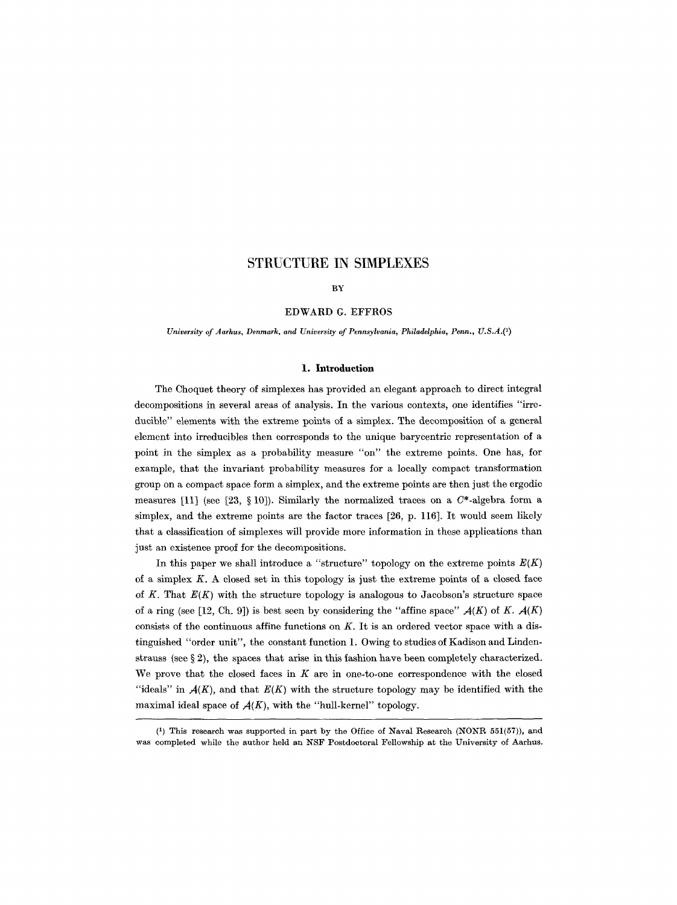# STRUCTURE IN SIMPLEXES

BY

EDWARD G. EFFROS

*University of Aarhus, Denmark, and University of Pennsylvania, Philadelphia, Penn., U.S.A.*(1)

## 1. Introduction

The Choquet theory of simplexes has provided an elegant approach to direct integral decompositions in several areas of analysis. In the various contexts, one identifies "irreducible" elements with the extreme points of a simplex. The decomposition of a general element into irreducibles then corresponds to the unique barycentric representation of a point in the simplex as a probability measure "on" the extreme points. One has, for example, that the invariant probability measures for a locally compact transformation group on a compact space form a simplex, and the extreme points are then just the ergodic measures [11] (see [23, § 10]). Similarly the normalized traces on a $C^*$-algebra form a simplex, and the extreme points are the factor traces [26, p. 116]. It would seem likely that a classification of simplexes will provide more information in these applications than just an existence proof for the decompositions.

In this paper we shall introduce a "structure" topology on the extreme points $E(K)$ of a simplex $K$. A closed set in this topology is just the extreme points of a closed face of $K$. That $E(K)$ with the structure topology is analogous to Jacobson's structure space of a ring (see [12, Ch. 9]) is best seen by considering the "affine space" $\mathcal{A}(K)$ of $K$. $\mathcal{A}(K)$ consists of the continuous affine functions on $K$. It is an ordered vector space with a distinguished "order unit", the constant function 1. Owing to studies of Kadison and Lindenstrauss (see § 2), the spaces that arise in this fashion have been completely characterized. We prove that the closed faces in $K$ are in one-to-one correspondence with the closed "ideals" in $\mathcal{A}(K)$, and that $E(K)$ with the structure topology may be identified with the maximal ideal space of $\mathcal{A}(K)$, with the "hull-kernel" topology.

(1) This research was supported in part by the Office of Naval Research (NONR 551(57)), and was completed while the author held an NSF Postdoctoral Fellowship at the University of Aarhus.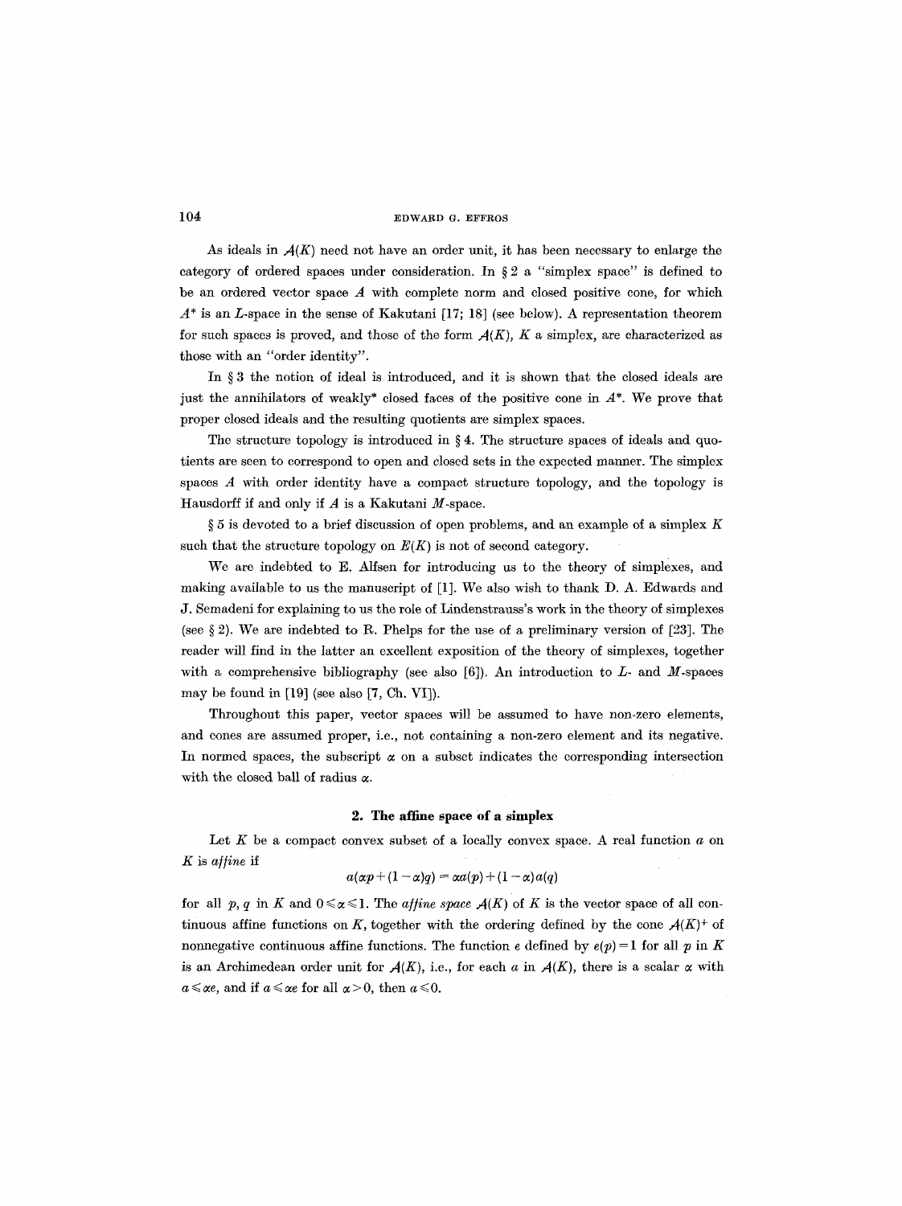As ideals in $\mathcal{A}(K)$ need not have an order unit, it has been necessary to enlarge the category of ordered spaces under consideration. In § 2 a "simplex space" is defined to be an ordered vector space $A$ with complete norm and closed positive cone, for which $A^*$ is an $L$-space in the sense of Kakutani [17; 18] (see below). A representation theorem for such spaces is proved, and those of the form $\mathcal{A}(K)$, $K$ a simplex, are characterized as those with an "order identity".

In § 3 the notion of ideal is introduced, and it is shown that the closed ideals are just the annihilators of weakly* closed faces of the positive cone in $A^*$. We prove that proper closed ideals and the resulting quotients are simplex spaces.

The structure topology is introduced in § 4. The structure spaces of ideals and quotients are seen to correspond to open and closed sets in the expected manner. The simplex spaces $A$ with order identity have a compact structure topology, and the topology is Hausdorff if and only if $A$ is a Kakutani $M$-space.

§ 5 is devoted to a brief discussion of open problems, and an example of a simplex $K$ such that the structure topology on $E(K)$ is not of second category.

We are indebted to E. Alfsen for introducing us to the theory of simplexes, and making available to us the manuscript of [1]. We also wish to thank D. A. Edwards and J. Semadeni for explaining to us the role of Lindenstrauss's work in the theory of simplexes (see § 2). We are indebted to R. Phelps for the use of a preliminary version of [23]. The reader will find in the latter an excellent exposition of the theory of simplexes, together with a comprehensive bibliography (see also [6]). An introduction to $L$- and $M$-spaces may be found in [19] (see also [7, Ch. VI]).

Throughout this paper, vector spaces will be assumed to have non-zero elements, and cones are assumed proper, i.e., not containing a non-zero element and its negative. In normed spaces, the subscript $\alpha$ on a subset indicates the corresponding intersection with the closed ball of radius $\alpha$.

## 2. The affine space of a simplex

Let $K$ be a compact convex subset of a locally convex space. A real function $a$ on $K$ is *affine* if

$$a(\alpha p + (1-\alpha)q) = \alpha a(p) + (1-\alpha)a(q)$$

for all $p, q$ in $K$ and $0 \leqslant \alpha \leqslant 1$. The *affine space* $\mathcal{A}(K)$ of $K$ is the vector space of all continuous affine functions on $K$, together with the ordering defined by the cone $\mathcal{A}(K)^+$ of nonnegative continuous affine functions. The function $e$ defined by $e(p) = 1$ for all $p$ in $K$ is an Archimedean order unit for $\mathcal{A}(K)$, i.e., for each $a$ in $\mathcal{A}(K)$, there is a scalar $\alpha$ with $a \leqslant \alpha e$, and if $a \leqslant \alpha e$ for all $\alpha > 0$, then $a \leqslant 0$.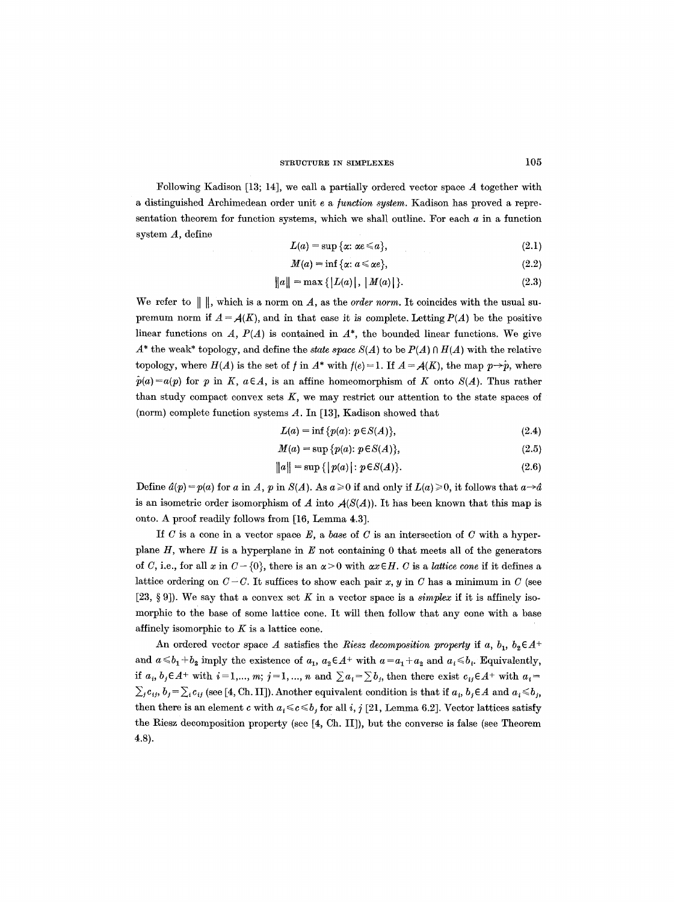Following Kadison [13; 14], we call a partially ordered vector space $A$ together with a distinguished Archimedean order unit $e$ a *function system*. Kadison has proved a representation theorem for function systems, which we shall outline. For each $a$ in a function system $A$, define

$$L(a) = \sup \{\alpha : \alpha e \leqslant a\}, \tag{2.1}$$

$$M(a) = \inf \{\alpha : a \leqslant \alpha e\}, \tag{2.2}$$

$$\|a\| = \max \{|L(a)|, |M(a)|\}. \tag{2.3}$$

We refer to $\| \; \|$, which is a norm on $A$, as the *order norm*. It coincides with the usual supremum norm if $A = \mathcal{A}(K)$, and in that case it is complete. Letting $P(A)$ be the positive linear functions on $A$, $P(A)$ is contained in $A^*$, the bounded linear functions. We give $A^*$ the weak* topology, and define the *state space* $S(A)$ to be $P(A) \cap H(A)$ with the relative topology, where $H(A)$ is the set of $f$ in $A^*$ with $f(e) = 1$. If $A = \mathcal{A}(K)$, the map $p \to \hat{p}$, where $\hat{p}(a) = a(p)$ for $p$ in $K$, $a \in A$, is an affine homeomorphism of $K$ onto $S(A)$. Thus rather than study compact convex sets $K$, we may restrict our attention to the state spaces of (norm) complete function systems $A$. In [13], Kadison showed that

$$L(a) = \inf \{p(a) : p \in S(A)\}, \tag{2.4}$$

$$M(a) = \sup \{p(a) : p \in S(A)\}, \tag{2.5}$$

$$\|a\| = \sup \{|p(a)| : p \in S(A)\}. \tag{2.6}$$

Define $\hat{a}(p) = p(a)$ for $a$ in $A$, $p$ in $S(A)$. As $a \geqslant 0$ if and only if $L(a) \geqslant 0$, it follows that $a \to \hat{a}$ is an isometric order isomorphism of $A$ into $\mathcal{A}(S(A))$. It has been known that this map is onto. A proof readily follows from [16, Lemma 4.3].

If $C$ is a cone in a vector space $E$, a *base* of $C$ is an intersection of $C$ with a hyperplane $H$, where $H$ is a hyperplane in $E$ not containing $0$ that meets all of the generators of $C$, i.e., for all $x$ in $C - \{0\}$, there is an $\alpha > 0$ with $\alpha x \in H$. $C$ is a *lattice cone* if it defines a lattice ordering on $C - C$. It suffices to show each pair $x$, $y$ in $C$ has a minimum in $C$ (see [23, § 9]). We say that a convex set $K$ in a vector space is a *simplex* if it is affinely isomorphic to the base of some lattice cone. It will then follow that any cone with a base affinely isomorphic to $K$ is a lattice cone.

An ordered vector space $A$ satisfies the *Riesz decomposition property* if $a, b_1, b_2 \in A^+$ and $a \leqslant b_1 + b_2$ imply the existence of $a_1, a_2 \in A^+$ with $a = a_1 + a_2$ and $a_i \leqslant b_i$. Equivalently, if $a_i, b_j \in A^+$ with $i = 1, \ldots, m$; $j = 1, \ldots, n$ and $\sum a_i = \sum b_j$, then there exist $c_{ij} \in A^+$ with $a_i = \sum_j c_{ij}$, $b_j = \sum_i c_{ij}$ (see [4, Ch. II]). Another equivalent condition is that if $a_i, b_j \in A$ and $a_i \leqslant b_j$, then there is an element $c$ with $a_i \leqslant c \leqslant b_j$ for all $i, j$ [21, Lemma 6.2]. Vector lattices satisfy the Riesz decomposition property (see [4, Ch. II]), but the converse is false (see Theorem 4.8).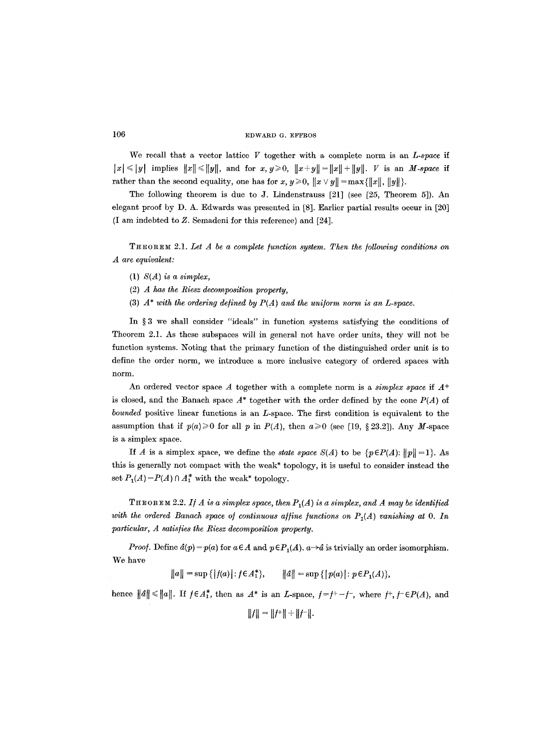We recall that a vector lattice $V$ together with a complete norm is an *L-space* if $|x| \leqslant |y|$ implies $\|x\| \leqslant \|y\|$, and for $x, y \geqslant 0$, $\|x+y\| = \|x\| + \|y\|$. $V$ is an *M-space* if rather than the second equality, one has for $x, y \geqslant 0$, $\|x \vee y\| = \max\{\|x\|, \|y\|\}$.

The following theorem is due to J. Lindenstrauss [21] (see [25, Theorem 5]). An elegant proof by D. A. Edwards was presented in [8]. Earlier partial results occur in [20] (I am indebted to Z. Semadeni for this reference) and [24].

THEOREM 2.1. *Let $A$ be a complete function system. Then the following conditions on $A$ are equivalent:*

(1) *$S(A)$ is a simplex,*

(2) *$A$ has the Riesz decomposition property,*

(3) *$A^*$ with the ordering defined by $P(A)$ and the uniform norm is an L-space.*

In § 3 we shall consider "ideals" in function systems satisfying the conditions of Theorem 2.1. As these subspaces will in general not have order units, they will not be function systems. Noting that the primary function of the distinguished order unit is to define the order norm, we introduce a more inclusive category of ordered spaces with norm.

An ordered vector space $A$ together with a complete norm is a *simplex space* if $A^+$ is closed, and the Banach space $A^*$ together with the order defined by the cone $P(A)$ of *bounded* positive linear functions is an $L$-space. The first condition is equivalent to the assumption that if $p(a) \geqslant 0$ for all $p$ in $P(A)$, then $a \geqslant 0$ (see [19, § 23.2]). Any $M$-space is a simplex space.

If $A$ is a simplex space, we define the *state space* $S(A)$ to be $\{p \in P(A): \|p\| = 1\}$. As this is generally not compact with the weak* topology, it is useful to consider instead the set $P_1(A) = P(A) \cap A_1^*$ with the weak* topology.

THEOREM 2.2. *If $A$ is a simplex space, then $P_1(A)$ is a simplex, and $A$ may be identified with the ordered Banach space of continuous affine functions on $P_1(A)$ vanishing at 0. In particular, $A$ satisfies the Riesz decomposition property.*

*Proof.* Define $\hat{a}(p) = p(a)$ for $a \in A$ and $p \in P_1(A)$. $a \to \hat{a}$ is trivially an order isomorphism. We have

$$\|a\| = \sup\{|f(a)| : f \in A_1^*\}, \qquad \|\hat{a}\| = \sup\{|p(a)| : p \in P_1(A)\},$$

hence $\|\hat{a}\| \leqslant \|a\|$. If $f \in A_1^*$, then as $A^*$ is an $L$-space, $f = f^+ - f^-$, where $f^+, f^- \in P(A)$, and

$$\|f\| = \|f^+\| + \|f^-\|.$$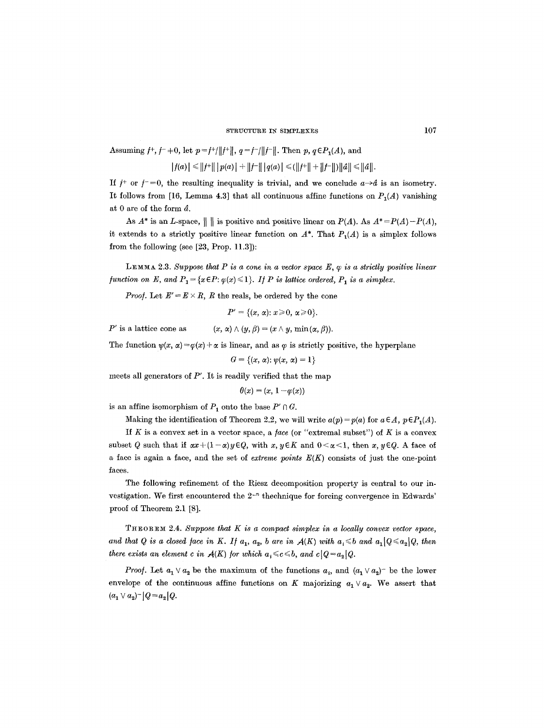Assuming $f^+, f^- \neq 0$, let $p = f^+/\|f^+\|$, $q = f^-/\|f^-\|$. Then $p, q \in P_1(A)$, and

$$|f(a)| \leq \|f^+\| \, |p(a)| + \|f^-\| \, |q(a)| \leq (\|f^+\| + \|f^-\|)\|\hat{a}\| \leq \|\hat{a}\|.$$

If $f^+$ or $f^- = 0$, the resulting inequality is trivial, and we conclude $a \to \hat{a}$ is an isometry. It follows from [16, Lemma 4.3] that all continuous affine functions on $P_1(A)$ vanishing at 0 are of the form $\hat{a}$.

As $A^*$ is an $L$-space, $\| \ \|$ is positive and positive linear on $P(A)$. As $A^* = P(A) - P(A)$, it extends to a strictly positive linear function on $A^*$. That $P_1(A)$ is a simplex follows from the following (see [23, Prop. 11.3]):

LEMMA 2.3. *Suppose that $P$ is a cone in a vector space $E$, $\varphi$ is a strictly positive linear function on $E$, and $P_1 = \{x \in P: \varphi(x) \leq 1\}$. If $P$ is lattice ordered, $P_1$ is a simplex.*

*Proof.* Let $E' = E \times R$, $R$ the reals, be ordered by the cone

$$P' = \{(x, \alpha): x \geq 0, \alpha \geq 0\}.$$

$P'$ is a lattice cone as $\qquad (x, \alpha) \wedge (y, \beta) = (x \wedge y, \min(\alpha, \beta)).$

The function $\psi(x, \alpha) = \varphi(x) + \alpha$ is linear, and as $\varphi$ is strictly positive, the hyperplane

$$G = \{(x, \alpha): \psi(x, \alpha) = 1\}$$

meets all generators of $P'$. It is readily verified that the map

$$\theta(x) = (x, 1 - \varphi(x))$$

is an affine isomorphism of $P_1$ onto the base $P' \cap G$.

Making the identification of Theorem 2.2, we will write $a(p) = p(a)$ for $a \in A$, $p \in P_1(A)$.

If $K$ is a convex set in a vector space, a *face* (or "extremal subset") of $K$ is a convex subset $Q$ such that if $\alpha x + (1 - \alpha) y \in Q$, with $x, y \in K$ and $0 < \alpha < 1$, then $x, y \in Q$. A face of a face is again a face, and the set of *extreme points* $E(K)$ consists of just the one-point faces.

The following refinement of the Riesz decomposition property is central to our investigation. We first encountered the $2^{-n}$ thechnique for forcing convergence in Edwards' proof of Theorem 2.1 [8].

THEOREM 2.4. *Suppose that $K$ is a compact simplex in a locally convex vector space, and that $Q$ is a closed face in $K$. If $a_1, a_2, b$ are in $\mathcal{A}(K)$ with $a_i \leq b$ and $a_1 | Q \leq a_2 | Q$, then there exists an element $c$ in $\mathcal{A}(K)$ for which $a_i \leq c \leq b$, and $c | Q = a_2 | Q$.*

*Proof.* Let $a_1 \vee a_2$ be the maximum of the functions $a_i$, and $(a_1 \vee a_2)^-$ be the lower envelope of the continuous affine functions on $K$ majorizing $a_1 \vee a_2$. We assert that $(a_1 \vee a_2)^- | Q = a_2 | Q$.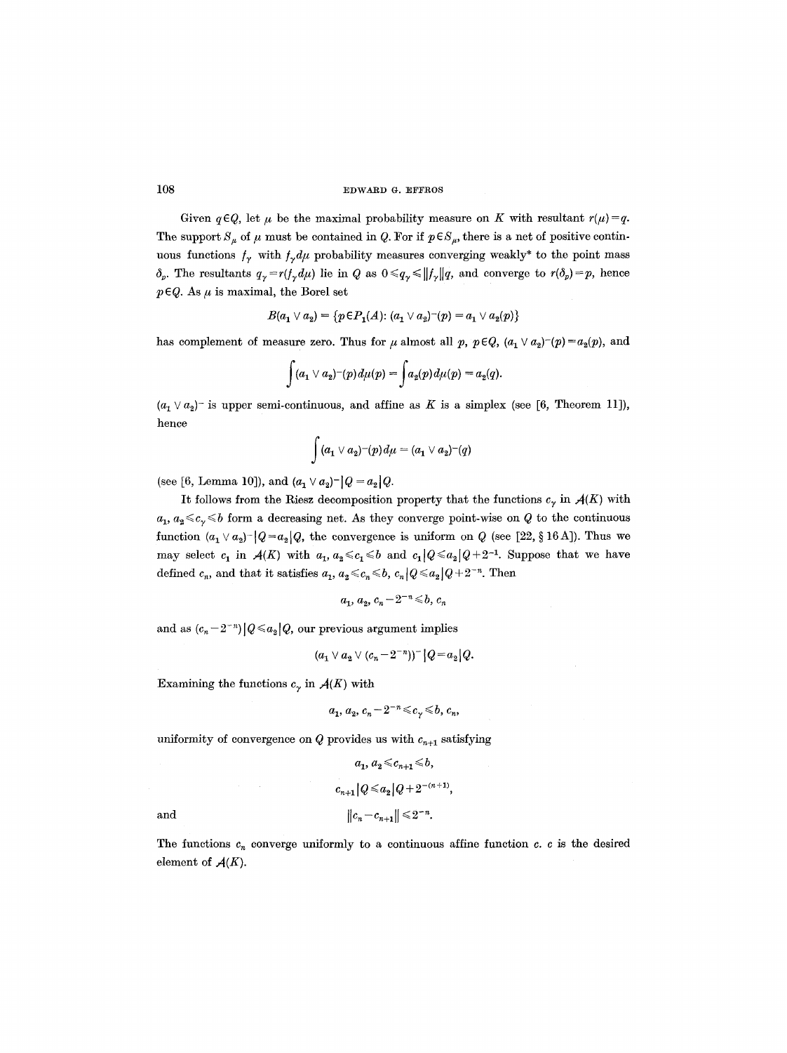Given $q \in Q$, let $\mu$ be the maximal probability measure on $K$ with resultant $r(\mu) = q$. The support $S_\mu$ of $\mu$ must be contained in $Q$. For if $p \in S_\mu$, there is a net of positive continuous functions $f_\gamma$ with $f_\gamma d\mu$ probability measures converging weakly* to the point mass $\delta_p$. The resultants $q_\gamma = r(f_\gamma d\mu)$ lie in $Q$ as $0 \leqslant q_\gamma \leqslant \|f_\gamma\| q$, and converge to $r(\delta_p) = p$, hence $p \in Q$. As $\mu$ is maximal, the Borel set

$$B(a_1 \vee a_2) = \{p \in P_1(A) : (a_1 \vee a_2)^-(p) = a_1 \vee a_2(p)\}$$

has complement of measure zero. Thus for $\mu$ almost all $p$, $p \in Q$, $(a_1 \vee a_2)^-(p) = a_2(p)$, and

$$\int (a_1 \vee a_2)^-(p)\, d\mu(p) = \int a_2(p)\, d\mu(p) = a_2(q).$$

$(a_1 \vee a_2)^-$ is upper semi-continuous, and affine as $K$ is a simplex (see [6, Theorem 11]), hence

$$\int (a_1 \vee a_2)^-(p)\, d\mu = (a_1 \vee a_2)^-(q)$$

(see [6, Lemma 10]), and $(a_1 \vee a_2)^- | Q = a_2 | Q$.

It follows from the Riesz decomposition property that the functions $c_\gamma$ in $\mathcal{A}(K)$ with $a_1, a_2 \leqslant c_\gamma \leqslant b$ form a decreasing net. As they converge point-wise on $Q$ to the continuous function $(a_1 \vee a_2)^- | Q = a_2 | Q$, the convergence is uniform on $Q$ (see [22, § 16 A]). Thus we may select $c_1$ in $\mathcal{A}(K)$ with $a_1, a_2 \leqslant c_1 \leqslant b$ and $c_1 | Q \leqslant a_2 | Q + 2^{-1}$. Suppose that we have defined $c_n$, and that it satisfies $a_1, a_2 \leqslant c_n \leqslant b$, $c_n | Q \leqslant a_2 | Q + 2^{-n}$. Then

$$a_1, a_2, c_n - 2^{-n} \leqslant b, c_n$$

and as $(c_n - 2^{-n}) | Q \leqslant a_2 | Q$, our previous argument implies

$$(a_1 \vee a_2 \vee (c_n - 2^{-n}))^- | Q = a_2 | Q.$$

Examining the functions $c_\gamma$ in $\mathcal{A}(K)$ with

$$a_1, a_2, c_n - 2^{-n} \leqslant c_\gamma \leqslant b, c_n,$$

uniformity of convergence on $Q$ provides us with $c_{n+1}$ satisfying

$$a_1, a_2 \leqslant c_{n+1} \leqslant b,$$

$$c_{n+1} | Q \leqslant a_2 | Q + 2^{-(n+1)},$$

and

$$\|c_n - c_{n+1}\| \leqslant 2^{-n}.$$

The functions $c_n$ converge uniformly to a continuous affine function $c$. $c$ is the desired element of $\mathcal{A}(K)$.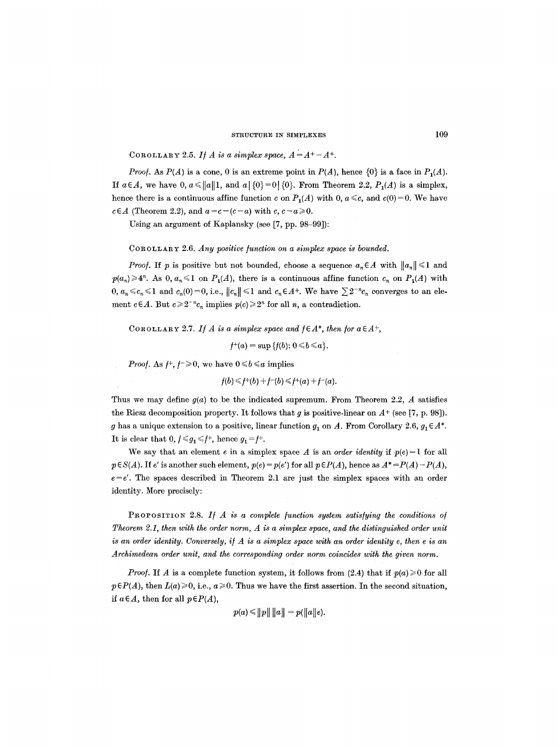**Corollary 2.5.** *If $A$ is a simplex space, $A = A^+ - A^+$.*

*Proof.* As $P(A)$ is a cone, 0 is an extreme point in $P(A)$, hence $\{0\}$ is a face in $P_1(A)$. If $a \in A$, we have $0, a \leq \|a\| 1$, and $a \mid \{0\} = 0 \mid \{0\}$. From Theorem 2.2, $P_1(A)$ is a simplex, hence there is a continuous affine function $c$ on $P_1(A)$ with $0, a \leq c$, and $c(0) = 0$. We have $c \in A$ (Theorem 2.2), and $a = c - (c - a)$ with $c, c - a \geq 0$.

Using an argument of Kaplansky (see [7, pp. 98–99]):

**Corollary 2.6.** *Any positive function on a simplex space is bounded.*

*Proof.* If $p$ is positive but not bounded, choose a sequence $a_n \in A$ with $\|a_n\| \leq 1$ and $p(a_n) \geq 4^n$. As $0, a_n \leq 1$ on $P_1(A)$, there is a continuous affine function $c_n$ on $P_1(A)$ with $0, a_n \leq c_n \leq 1$ and $c_n(0) = 0$, i.e., $\|c_n\| \leq 1$ and $c_n \in A^+$. We have $\sum 2^{-n} c_n$ converges to an element $c \in A$. But $c \geq 2^{-n} c_n$ implies $p(c) \geq 2^n$ for all $n$, a contradiction.

**Corollary 2.7.** *If $A$ is a simplex space and $f \in A^*$, then for $a \in A^+$,*

$$f^+(a) = \sup \{f(b) : 0 \leq b \leq a\}.$$

*Proof.* As $f^+, f^- \geq 0$, we have $0 \leq b \leq a$ implies

$$f(b) \leq f^+(b) + f^-(b) \leq f^+(a) + f^-(a).$$

Thus we may define $g(a)$ to be the indicated supremum. From Theorem 2.2, $A$ satisfies the Riesz decomposition property. It follows that $g$ is positive-linear on $A^+$ (see [7, p. 98]). $g$ has a unique extension to a positive, linear function $g_1$ on $A$. From Corollary 2.6, $g_1 \in A^*$. It is clear that $0, f \leq g_1 \leq f^+$, hence $g_1 = f^+$.

We say that an element $e$ in a simplex space $A$ is an *order identity* if $p(e) = 1$ for all $p \in S(A)$. If $e'$ is another such element, $p(e) = p(e')$ for all $p \in P(A)$, hence as $A^* = P(A) - P(A)$, $e = e'$. The spaces described in Theorem 2.1 are just the simplex spaces with an order identity. More precisely:

**Proposition 2.8.** *If $A$ is a complete function system satisfying the conditions of Theorem 2.1, then with the order norm, $A$ is a simplex space, and the distinguished order unit is an order identity. Conversely, if $A$ is a simplex space with an order identity $e$, then $e$ is an Archimedean order unit, and the corresponding order norm coincides with the given norm.*

*Proof.* If $A$ is a complete function system, it follows from (2.4) that if $p(a) \geq 0$ for all $p \in P(A)$, then $L(a) \geq 0$, i.e., $a \geq 0$. Thus we have the first assertion. In the second situation, if $a \in A$, then for all $p \in P(A)$,

$$p(a) \leq \|p\| \, \|a\| = p(\|a\| e).$$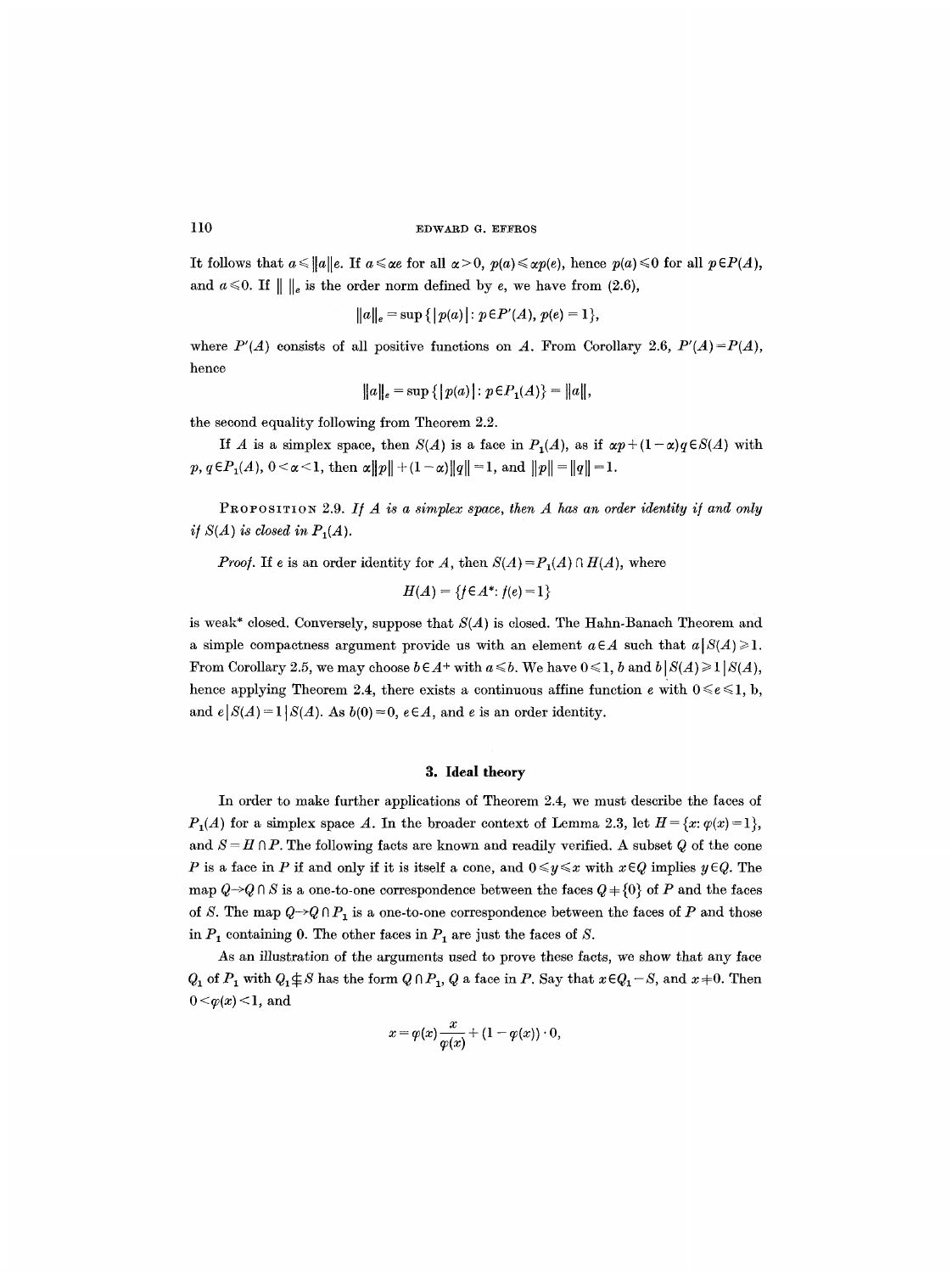It follows that $a \leqslant \|a\|e$. If $a \leqslant \alpha e$ for all $\alpha > 0$, $p(a) \leqslant \alpha p(e)$, hence $p(a) \leqslant 0$ for all $p \in P(A)$, and $a \leqslant 0$. If $\| \ \|_e$ is the order norm defined by $e$, we have from (2.6),

$$\|a\|_e = \sup \{ |p(a)| : p \in P'(A), p(e) = 1\},$$

where $P'(A)$ consists of all positive functions on $A$. From Corollary 2.6, $P'(A) = P(A)$, hence

$$\|a\|_e = \sup \{ |p(a)| : p \in P_1(A)\} = \|a\|,$$

the second equality following from Theorem 2.2.

If $A$ is a simplex space, then $S(A)$ is a face in $P_1(A)$, as if $\alpha p + (1-\alpha) q \in S(A)$ with $p, q \in P_1(A)$, $0 < \alpha < 1$, then $\alpha \|p\| + (1-\alpha)\|q\| = 1$, and $\|p\| = \|q\| = 1$.

PROPOSITION 2.9. *If $A$ is a simplex space, then $A$ has an order identity if and only if $S(A)$ is closed in $P_1(A)$.*

*Proof.* If $e$ is an order identity for $A$, then $S(A) = P_1(A) \cap H(A)$, where

$$H(A) = \{ f \in A^* : f(e) = 1\}$$

is weak* closed. Conversely, suppose that $S(A)$ is closed. The Hahn-Banach Theorem and a simple compactness argument provide us with an element $a \in A$ such that $a | S(A) \geqslant 1$. From Corollary 2.5, we may choose $b \in A^+$ with $a \leqslant b$. We have $0 \leqslant 1$, $b$ and $b | S(A) \geqslant 1 | S(A)$, hence applying Theorem 2.4, there exists a continuous affine function $e$ with $0 \leqslant e \leqslant 1$, b, and $e | S(A) = 1 | S(A)$. As $b(0) = 0$, $e \in A$, and $e$ is an order identity.

## 3. Ideal theory

In order to make further applications of Theorem 2.4, we must describe the faces of $P_1(A)$ for a simplex space $A$. In the broader context of Lemma 2.3, let $H = \{x : \varphi(x) = 1\}$, and $S = H \cap P$. The following facts are known and readily verified. A subset $Q$ of the cone $P$ is a face in $P$ if and only if it is itself a cone, and $0 \leqslant y \leqslant x$ with $x \in Q$ implies $y \in Q$. The map $Q \to Q \cap S$ is a one-to-one correspondence between the faces $Q \neq \{0\}$ of $P$ and the faces of $S$. The map $Q \to Q \cap P_1$ is a one-to-one correspondence between the faces of $P$ and those in $P_1$ containing 0. The other faces in $P_1$ are just the faces of $S$.

As an illustration of the arguments used to prove these facts, we show that any face $Q_1$ of $P_1$ with $Q_1 \not\subseteq S$ has the form $Q \cap P_1$, $Q$ a face in $P$. Say that $x \in Q_1 - S$, and $x \neq 0$. Then $0 < \varphi(x) < 1$, and

$$x = \varphi(x) \frac{x}{\varphi(x)} + (1 - \varphi(x)) \cdot 0,$$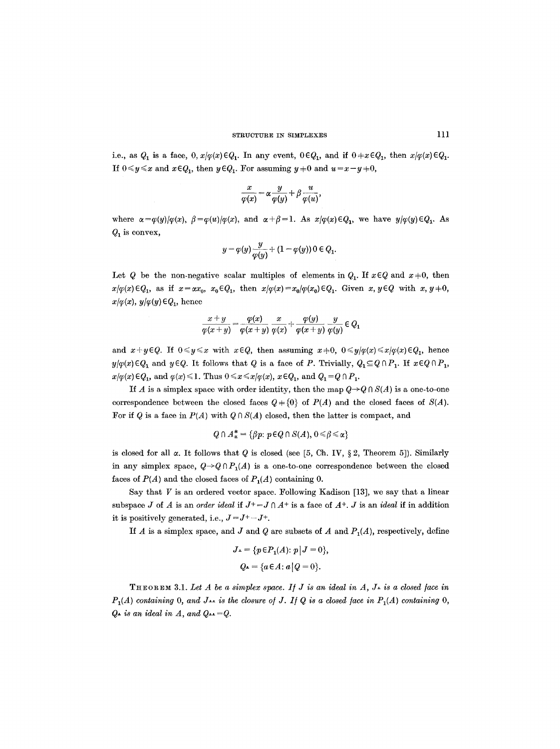i.e., as $Q_1$ is a face, $0, x/\varphi(x) \in Q_1$. In any event, $0 \in Q_1$, and if $0 \neq x \in Q_1$, then $x/\varphi(x) \in Q_1$. If $0 \leqslant y \leqslant x$ and $x \in Q_1$, then $y \in Q_1$. For assuming $y \neq 0$ and $u = x - y \neq 0$,

$$\frac{x}{\varphi(x)} = \alpha \frac{y}{\varphi(y)} + \beta \frac{u}{\varphi(u)},$$

where $\alpha = \varphi(y)/\varphi(x)$, $\beta = \varphi(u)/\varphi(x)$, and $\alpha + \beta = 1$. As $x/\varphi(x) \in Q_1$, we have $y/\varphi(y) \in Q_1$. As $Q_1$ is convex,

$$y = \varphi(y) \frac{y}{\varphi(y)} + (1 - \varphi(y)) 0 \in Q_1.$$

Let $Q$ be the non-negative scalar multiples of elements in $Q_1$. If $x \in Q$ and $x \neq 0$, then $x/\varphi(x) \in Q_1$, as if $x = \alpha x_0$, $x_0 \in Q_1$, then $x/\varphi(x) = x_0/\varphi(x_0) \in Q_1$. Given $x, y \in Q$ with $x, y \neq 0$, $x/\varphi(x)$, $y/\varphi(y) \in Q_1$, hence

$$\frac{x+y}{\varphi(x+y)} = \frac{\varphi(x)}{\varphi(x+y)} \frac{x}{\varphi(x)} + \frac{\varphi(y)}{\varphi(x+y)} \frac{y}{\varphi(y)} \in Q_1$$

and $x + y \in Q$. If $0 \leqslant y \leqslant x$ with $x \in Q$, then assuming $x \neq 0$, $0 \leqslant y/\varphi(x) \leqslant x/\varphi(x) \in Q_1$, hence $y/\varphi(x) \in Q_1$ and $y \in Q$. It follows that $Q$ is a face of $P$. Trivially, $Q_1 \subseteq Q \cap P_1$. If $x \in Q \cap P_1$, $x/\varphi(x) \in Q_1$, and $\varphi(x) \leqslant 1$. Thus $0 \leqslant x \leqslant x/\varphi(x)$, $x \in Q_1$, and $Q_1 = Q \cap P_1$.

If $A$ is a simplex space with order identity, then the map $Q \to Q \cap S(A)$ is a one-to-one correspondence between the closed faces $Q \neq \{0\}$ of $P(A)$ and the closed faces of $S(A)$. For if $Q$ is a face in $P(A)$ with $Q \cap S(A)$ closed, then the latter is compact, and

$$Q \cap A_\alpha^* = \{\beta p \colon p \in Q \cap S(A), 0 \leqslant \beta \leqslant \alpha\}$$

is closed for all $\alpha$. It follows that $Q$ is closed (see [5, Ch. IV, § 2, Theorem 5]). Similarly in any simplex space, $Q \to Q \cap P_1(A)$ is a one-to-one correspondence between the closed faces of $P(A)$ and the closed faces of $P_1(A)$ containing 0.

Say that $V$ is an ordered vector space. Following Kadison [13], we say that a linear subspace $J$ of $A$ is an *order ideal* if $J^+ = J \cap A^+$ is a face of $A^+$. $J$ is an *ideal* if in addition it is positively generated, i.e., $J = J^+ - J^+$.

If $A$ is a simplex space, and $J$ and $Q$ are subsets of $A$ and $P_1(A)$, respectively, define

$$J_\perp = \{p \in P_1(A) \colon p \mid J = 0\},$$
$$Q_\perp = \{a \in A \colon a \mid Q = 0\}.$$

THEOREM 3.1. *Let $A$ be a simplex space. If $J$ is an ideal in $A$, $J_\perp$ is a closed face in $P_1(A)$ containing 0, and $J_{\perp\perp}$ is the closure of $J$. If $Q$ is a closed face in $P_1(A)$ containing 0, $Q_\perp$ is an ideal in $A$, and $Q_{\perp\perp} = Q$.*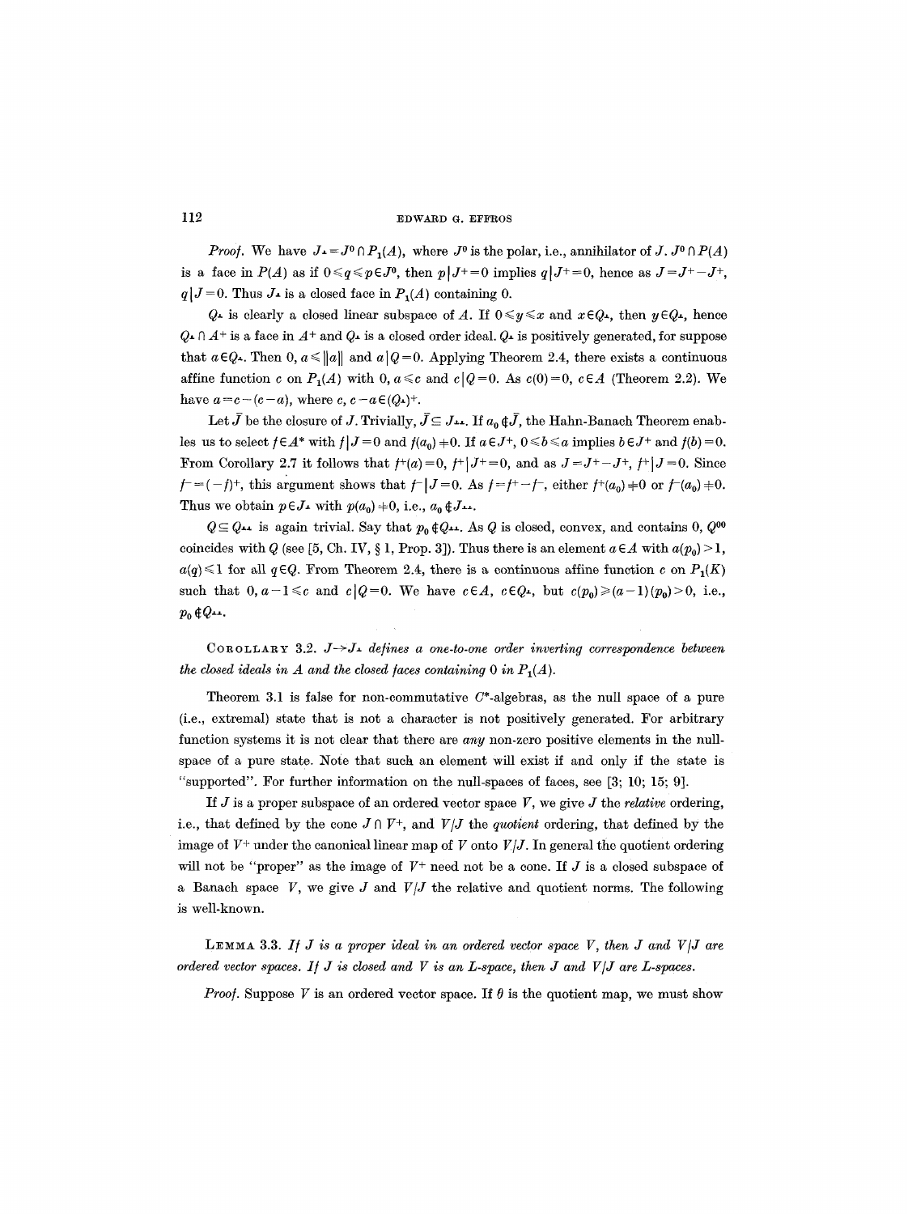*Proof.* We have $J_\perp = J^0 \cap P_1(A)$, where $J^0$ is the polar, i.e., annihilator of $J$. $J^0 \cap P(A)$ is a face in $P(A)$ as if $0 \leqslant q \leqslant p \in J^0$, then $p|J^+ = 0$ implies $q|J^+ = 0$, hence as $J = J^+ - J^+$, $q|J = 0$. Thus $J_\perp$ is a closed face in $P_1(A)$ containing 0.

$Q_\perp$ is clearly a closed linear subspace of $A$. If $0 \leqslant y \leqslant x$ and $x \in Q_\perp$, then $y \in Q_\perp$, hence $Q_\perp \cap A^+$ is a face in $A^+$ and $Q_\perp$ is a closed order ideal. $Q_\perp$ is positively generated, for suppose that $a \in Q_\perp$. Then $0, a \leqslant \|a\|$ and $a|Q = 0$. Applying Theorem 2.4, there exists a continuous affine function $c$ on $P_1(A)$ with $0, a \leqslant c$ and $c|Q = 0$. As $c(0) = 0$, $c \in A$ (Theorem 2.2). We have $a = c - (c - a)$, where $c, c - a \in (Q_\perp)^+$.

Let $\bar{J}$ be the closure of $J$. Trivially, $\bar{J} \subseteq J_{\perp\perp}$. If $a_0 \notin \bar{J}$, the Hahn-Banach Theorem enables us to select $f \in A^*$ with $f|J = 0$ and $f(a_0) \neq 0$. If $a \in J^+$, $0 \leqslant b \leqslant a$ implies $b \in J^+$ and $f(b) = 0$. From Corollary 2.7 it follows that $f^+(a) = 0$, $f^+|J^+ = 0$, and as $J = J^+ - J^+$, $f^+|J = 0$. Since $f^- = (-f)^+$, this argument shows that $f^-|J = 0$. As $f = f^+ - f^-$, either $f^+(a_0) \neq 0$ or $f^-(a_0) \neq 0$. Thus we obtain $p \in J_\perp$ with $p(a_0) \neq 0$, i.e., $a_0 \notin J_{\perp\perp}$.

$Q \subseteq Q_{\perp\perp}$ is again trivial. Say that $p_0 \notin Q_{\perp\perp}$. As $Q$ is closed, convex, and contains 0, $Q^{00}$ coincides with $Q$ (see [5, Ch. IV, § 1, Prop. 3]). Thus there is an element $a \in A$ with $a(p_0) > 1$, $a(q) \leqslant 1$ for all $q \in Q$. From Theorem 2.4, there is a continuous affine function $c$ on $P_1(K)$ such that $0, a - 1 \leqslant c$ and $c|Q = 0$. We have $c \in A$, $c \in Q_\perp$, but $c(p_0) \geqslant (a-1)(p_0) > 0$, i.e., $p_0 \notin Q_{\perp\perp}$.

COROLLARY 3.2. *$J \to J_\perp$ defines a one-to-one order inverting correspondence between the closed ideals in $A$ and the closed faces containing 0 in $P_1(A)$.*

Theorem 3.1 is false for non-commutative $C^*$-algebras, as the null space of a pure (i.e., extremal) state that is not a character is not positively generated. For arbitrary function systems it is not clear that there are *any* non-zero positive elements in the null-space of a pure state. Note that such an element will exist if and only if the state is "supported". For further information on the null-spaces of faces, see [3; 10; 15; 9].

If $J$ is a proper subspace of an ordered vector space $V$, we give $J$ the *relative* ordering, i.e., that defined by the cone $J \cap V^+$, and $V/J$ the *quotient* ordering, that defined by the image of $V^+$ under the canonical linear map of $V$ onto $V/J$. In general the quotient ordering will not be "proper" as the image of $V^+$ need not be a cone. If $J$ is a closed subspace of a Banach space $V$, we give $J$ and $V/J$ the relative and quotient norms. The following is well-known.

LEMMA 3.3. *If $J$ is a proper ideal in an ordered vector space $V$, then $J$ and $V/J$ are ordered vector spaces. If $J$ is closed and $V$ is an L-space, then $J$ and $V/J$ are L-spaces.*

*Proof.* Suppose $V$ is an ordered vector space. If $\theta$ is the quotient map, we must show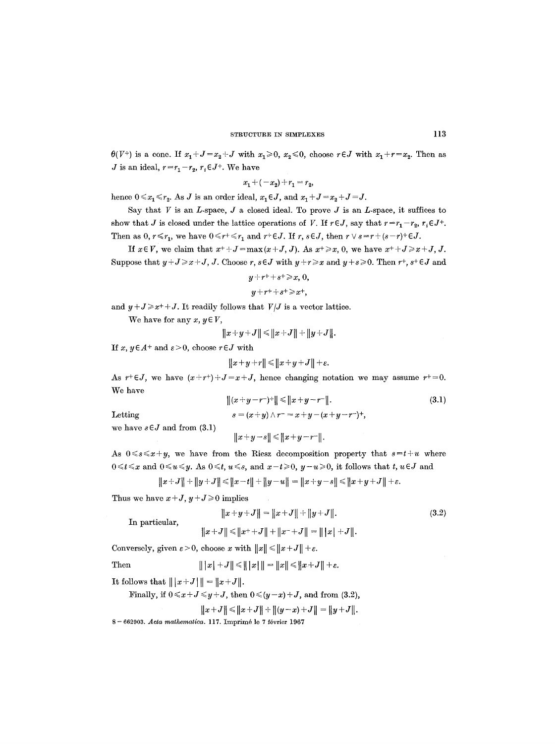$\theta(V^+)$ is a cone. If $x_1 + J = x_2 + J$ with $x_1 \geqslant 0$, $x_2 \leqslant 0$, choose $r \in J$ with $x_1 + r = x_2$. Then as $J$ is an ideal, $r = r_1 - r_2$, $r_i \in J^+$. We have

$$x_1 + (-x_2) + r_1 = r_2,$$

hence $0 \leqslant x_1 \leqslant r_2$. As $J$ is an order ideal, $x_1 \in J$, and $x_1 + J = x_2 + J = J$.

Say that $V$ is an $L$-space, $J$ a closed ideal. To prove $J$ is an $L$-space, it suffices to show that $J$ is closed under the lattice operations of $V$. If $r \in J$, say that $r = r_1 - r_2$, $r_i \in J^+$. Then as $0, r \leqslant r_1$, we have $0 \leqslant r^+ \leqslant r_1$ and $r^+ \in J$. If $r, s \in J$, then $r \vee s = r + (s-r)^+ \in J$.

If $x \in V$, we claim that $x^+ + J = \max(x + J, J)$. As $x^+ \geqslant x, 0$, we have $x^+ + J \geqslant x + J, J$. Suppose that $y + J \geqslant x + J, J$. Choose $r, s \in J$ with $y + r \geqslant x$ and $y + s \geqslant 0$. Then $r^+, s^+ \in J$ and

$$y + r^+ + s^+ \geqslant x, 0,$$

$$y + r^+ + s^+ \geqslant x^+,$$

and $y + J \geqslant x^+ + J$. It readily follows that $V/J$ is a vector lattice.

We have for any $x, y \in V$,

$$\|x + y + J\| \leqslant \|x + J\| + \|y + J\|.$$

If $x, y \in A^+$ and $\varepsilon > 0$, choose $r \in J$ with

$$\|x + y + r\| \leqslant \|x + y + J\| + \varepsilon.$$

As $r^+ \in J$, we have $(x + r^+) + J = x + J$, hence changing notation we may assume $r^+ = 0$. We have

$$\|(x + y - r^-)^+\| \leqslant \|x + y - r^-\|. \tag{3.1}$$

Letting

$$s = (x + y) \wedge r^- = x + y - (x + y - r^-)^+,$$

we have $s \in J$ and from (3.1)

$$\|x + y - s\| \leqslant \|x + y - r^-\|.$$

As $0 \leqslant s \leqslant x + y$, we have from the Riesz decomposition property that $s = t + u$ where $0 \leqslant t \leqslant x$ and $0 \leqslant u \leqslant y$. As $0 \leqslant t, u \leqslant s$, and $x - t \geqslant 0$, $y - u \geqslant 0$, it follows that $t, u \in J$ and

$$\|x + J\| + \|y + J\| \leqslant \|x - t\| + \|y - u\| = \|x + y - s\| \leqslant \|x + y + J\| + \varepsilon.$$

Thus we have $x + J, y + J \geqslant 0$ implies

$$\|x + y + J\| = \|x + J\| + \|y + J\|. \tag{3.2}$$

In particular,

$$\|x + J\| \leqslant \|x^+ + J\| + \|x^- + J\| = \| \, |x| + J\|.$$

Conversely, given $\varepsilon > 0$, choose $x$ with $\|x\| \leqslant \|x + J\| + \varepsilon$.

Then

$$\| \, |x| + J\| \leqslant \| \, |x| \, \| = \|x\| \leqslant \|x + J\| + \varepsilon.$$

It follows that $\| \, |x + J| \, \| = \|x + J\|$.

Finally, if $0 \leqslant x + J \leqslant y + J$, then $0 \leqslant (y - x) + J$, and from (3.2),

$$\|x + J\| \leqslant \|x + J\| + \|(y - x) + J\| = \|y + J\|.$$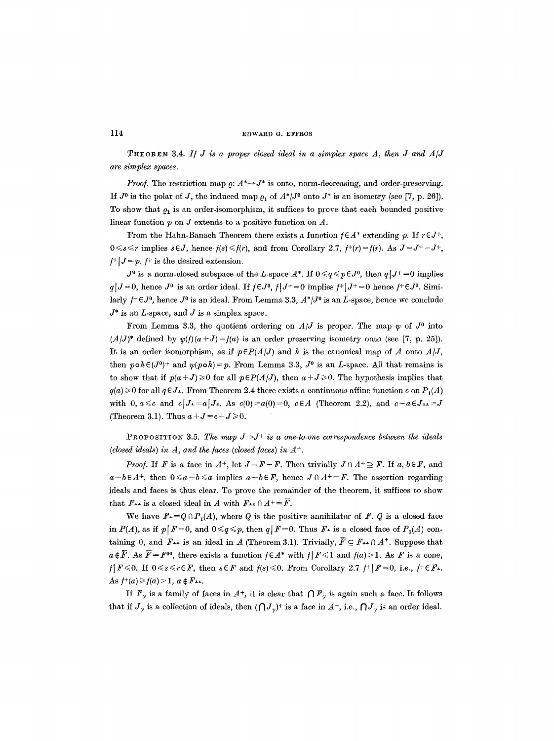**Theorem 3.4.** *If $J$ is a proper closed ideal in a simplex space $A$, then $J$ and $A/J$ are simplex spaces.*

*Proof.* The restriction map $\varrho: A^* \to J^*$ is onto, norm-decreasing, and order-preserving. If $J^0$ is the polar of $J$, the induced map $\varrho_1$ of $A^*/J^0$ onto $J^*$ is an isometry (see [7, p. 26]). To show that $\varrho_1$ is an order-isomorphism, it suffices to prove that each bounded positive linear function $p$ on $J$ extends to a positive function on $A$.

From the Hahn-Banach Theorem there exists a function $f \in A^*$ extending $p$. If $r \in J^+$, $0 \leq s \leq r$ implies $s \in J$, hence $f(s) \leq f(r)$, and from Corollary 2.7, $f^+(r) = f(r)$. As $J = J^+ - J^+$, $f^+ | J = p$. $f^+$ is the desired extension.

$J^0$ is a norm-closed subspace of the $L$-space $A^*$. If $0 \leq q \leq p \in J^0$, then $q | J^+ = 0$ implies $q | J = 0$, hence $J^0$ is an order ideal. If $f \in J^0$, $f | J^+ = 0$ implies $f^+ | J^+ = 0$ hence $f^+ \in J^0$. Similarly $f^- \in J^0$, hence $J^0$ is an ideal. From Lemma 3.3, $A^*/J^0$ is an $L$-space, hence we conclude $J^*$ is an $L$-space, and $J$ is a simplex space.

From Lemma 3.3, the quotient ordering on $A/J$ is proper. The map $\psi$ of $J^0$ into $(A/J)^*$ defined by $\psi(f)(a+J) = f(a)$ is an order preserving isometry onto (see [7, p. 25]). It is an order isomorphism, as if $p \in P(A/J)$ and $h$ is the canonical map of $A$ onto $A/J$, then $p \circ h \in (J^0)^+$ and $\psi(p \circ h) = p$. From Lemma 3.3, $J^0$ is an $L$-space. All that remains is to show that if $p(a+J) \geq 0$ for all $p \in P(A/J)$, then $a + J \geq 0$. The hypothesis implies that $q(a) \geq 0$ for all $q \in J_\perp$. From Theorem 2.4 there exists a continuous affine function $c$ on $P_1(A)$ with $0, a \leq c$ and $c | J_\perp = a | J_\perp$. As $c(0) = a(0) = 0$, $c \in A$ (Theorem 2.2), and $c - a \in J_{\perp\perp} = J$ (Theorem 3.1). Thus $a + J = c + J \geq 0$.

**Proposition 3.5.** *The map $J \to J^+$ is a one-to-one correspondence between the ideals (closed ideals) in $A$, and the faces (closed faces) in $A^+$.*

*Proof.* If $F$ is a face in $A^+$, let $J = F - F$. Then trivially $J \cap A^+ \supseteq F$. If $a, b \in F$, and $a - b \in A^+$, then $0 \leq a - b \leq a$ implies $a - b \in F$, hence $J \cap A^+ = F$. The assertion regarding ideals and faces is thus clear. To prove the remainder of the theorem, it suffices to show that $F_{\perp\perp}$ is a closed ideal in $A$ with $F_{\perp\perp} \cap A^+ = \bar{F}$.

We have $F_\perp = Q \cap P_1(A)$, where $Q$ is the positive annihilator of $F$. $Q$ is a closed face in $P(A)$, as if $p | F = 0$, and $0 \leq q \leq p$, then $q | F = 0$. Thus $F_\perp$ is a closed face of $P_1(A)$ containing 0, and $F_{\perp\perp}$ is an ideal in $A$ (Theorem 3.1). Trivially, $\bar{F} \subseteq F_{\perp\perp} \cap A^+$. Suppose that $a \notin \bar{F}$. As $\bar{F} = F^{00}$, there exists a function $f \in A^*$ with $f | F \leq 1$ and $f(a) > 1$. As $F$ is a cone, $f | F \leq 0$. If $0 \leq s \leq r \in F$, then $s \in F$ and $f(s) \leq 0$. From Corollary 2.7 $f^+ | F = 0$, i.e., $f^+ \in F_\perp$. As $f^+(a) \geq f(a) > 1$, $a \notin F_{\perp\perp}$.

If $F_\gamma$ is a family of faces in $A^+$, it is clear that $\bigcap F_\gamma$ is again such a face. It follows that if $J_\gamma$ is a collection of ideals, then $(\bigcap J_\gamma)^+$ is a face in $A^+$, i.e., $\bigcap J_\gamma$ is an order ideal.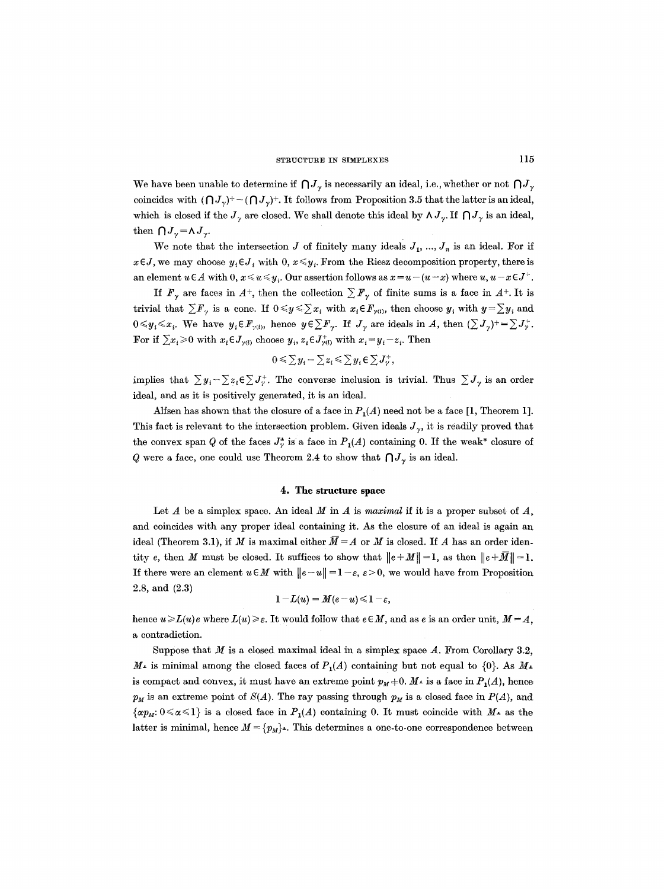We have been unable to determine if $\bigcap J_\gamma$ is necessarily an ideal, i.e., whether or not $\bigcap J_\gamma$ coincides with $(\bigcap J_\gamma)^+ - (\bigcap J_\gamma)^+$. It follows from Proposition 3.5 that the latter is an ideal, which is closed if the $J_\gamma$ are closed. We shall denote this ideal by $\wedge J_\gamma$. If $\bigcap J_\gamma$ is an ideal, then $\bigcap J_\gamma = \wedge J_\gamma$.

We note that the intersection $J$ of finitely many ideals $J_1, \ldots, J_n$ is an ideal. For if $x \in J$, we may choose $y_i \in J_i$ with $0, x \leqslant y_i$. From the Riesz decomposition property, there is an element $u \in A$ with $0, x \leqslant u \leqslant y_i$. Our assertion follows as $x = u - (u - x)$ where $u, u - x \in J^+$.

If $F_\gamma$ are faces in $A^+$, then the collection $\sum F_\gamma$ of finite sums is a face in $A^+$. It is trivial that $\sum F_\gamma$ is a cone. If $0 \leqslant y \leqslant \sum x_i$ with $x_i \in F_{\gamma(i)}$, then choose $y_i$ with $y = \sum y_i$ and $0 \leqslant y_i \leqslant x_i$. We have $y_i \in F_{\gamma(i)}$, hence $y \in \sum F_\gamma$. If $J_\gamma$ are ideals in $A$, then $(\sum J_\gamma)^+ = \sum J_\gamma^+$. For if $\sum x_i \geqslant 0$ with $x_i \in J_{\gamma(i)}$ choose $y_i, z_i \in J^+_{\gamma(i)}$ with $x_i = y_i - z_i$. Then

$$0 \leqslant \sum y_i - \sum z_i \leqslant \sum y_i \in \sum J_\gamma^+,$$

implies that $\sum y_i - \sum z_i \in \sum J_\gamma^+$. The converse inclusion is trivial. Thus $\sum J_\gamma$ is an order ideal, and as it is positively generated, it is an ideal.

Alfsen has shown that the closure of a face in $P_1(A)$ need not be a face [1, Theorem 1]. This fact is relevant to the intersection problem. Given ideals $J_\gamma$, it is readily proved that the convex span $Q$ of the faces $J_\gamma^\perp$ is a face in $P_1(A)$ containing 0. If the weak* closure of $Q$ were a face, one could use Theorem 2.4 to show that $\bigcap J_\gamma$ is an ideal.

## 4. The structure space

Let $A$ be a simplex space. An ideal $M$ in $A$ is *maximal* if it is a proper subset of $A$, and coincides with any proper ideal containing it. As the closure of an ideal is again an ideal (Theorem 3.1), if $M$ is maximal either $\overline{M} = A$ or $M$ is closed. If $A$ has an order identity $e$, then $M$ must be closed. It suffices to show that $\|e + M\| = 1$, as then $\|e + \overline{M}\| = 1$. If there were an element $u \in M$ with $\|e - u\| = 1 - \varepsilon$, $\varepsilon > 0$, we would have from Proposition 2.8, and (2.3)

$$1 - L(u) = M(e - u) \leqslant 1 - \varepsilon,$$

hence $u \geqslant L(u)e$ where $L(u) \geqslant \varepsilon$. It would follow that $e \in M$, and as $e$ is an order unit, $M = A$, a contradiction.

Suppose that $M$ is a closed maximal ideal in a simplex space $A$. From Corollary 3.2, $M^\perp$ is minimal among the closed faces of $P_1(A)$ containing but not equal to $\{0\}$. As $M^\perp$ is compact and convex, it must have an extreme point $p_M \neq 0$. $M^\perp$ is a face in $P_1(A)$, hence $p_M$ is an extreme point of $S(A)$. The ray passing through $p_M$ is a closed face in $P(A)$, and $\{\alpha p_M : 0 \leqslant \alpha \leqslant 1\}$ is a closed face in $P_1(A)$ containing 0. It must coincide with $M^\perp$ as the latter is minimal, hence $M = \{p_M\}^\perp$. This determines a one-to-one correspondence between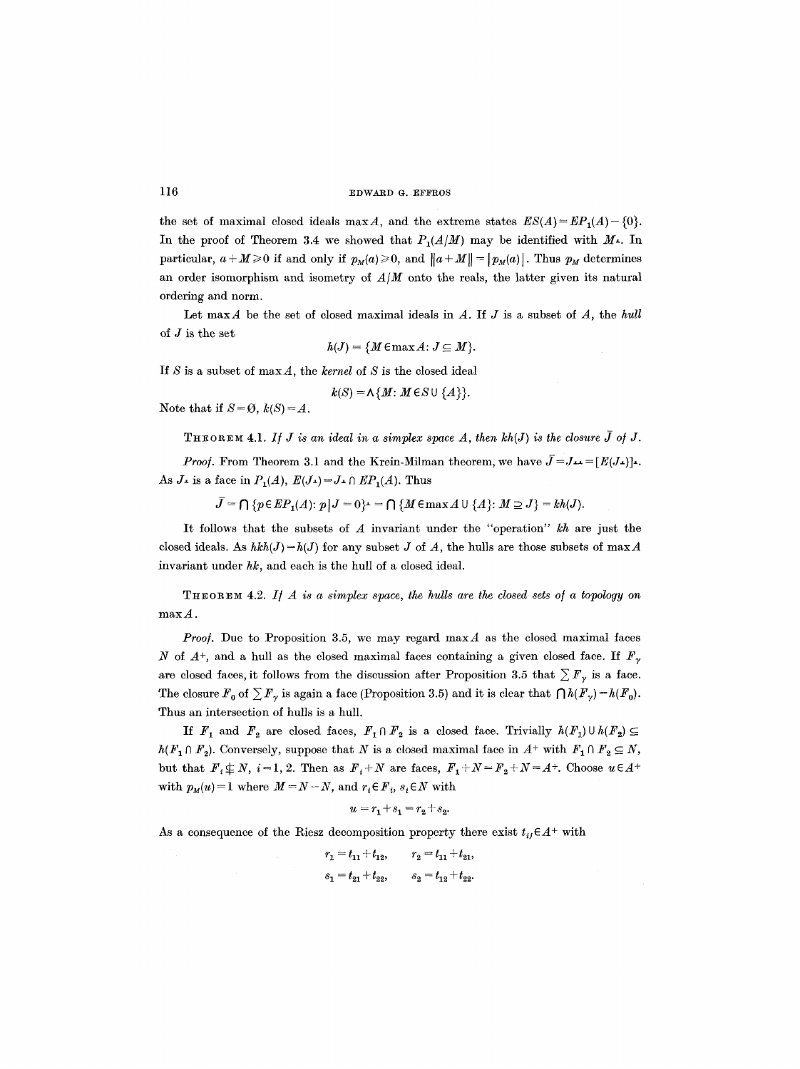the set of maximal closed ideals $\max A$, and the extreme states $ES(A) = EP_1(A) - \{0\}$. In the proof of Theorem 3.4 we showed that $P_1(A/M)$ may be identified with $M^\perp$. In particular, $a + M \geq 0$ if and only if $p_M(a) \geq 0$, and $\|a + M\| = |p_M(a)|$. Thus $p_M$ determines an order isomorphism and isometry of $A/M$ onto the reals, the latter given its natural ordering and norm.

Let $\max A$ be the set of closed maximal ideals in $A$. If $J$ is a subset of $A$, the *hull* of $J$ is the set

$$h(J) = \{M \in \max A : J \subseteq M\}.$$

If $S$ is a subset of $\max A$, the *kernel* of $S$ is the closed ideal

$$k(S) = \wedge \{M : M \in S \cup \{A\}\}.$$

Note that if $S = \emptyset$, $k(S) = A$.

THEOREM 4.1. *If $J$ is an ideal in a simplex space $A$, then $kh(J)$ is the closure $\bar{J}$ of $J$.*

*Proof.* From Theorem 3.1 and the Krein-Milman theorem, we have $\bar{J} = J^{\perp\perp} = [E(J^\perp)]^\perp$. As $J^\perp$ is a face in $P_1(A)$, $E(J^\perp) = J^\perp \cap EP_1(A)$. Thus

$$\bar{J} = \bigcap \{p \in EP_1(A) : p \,|\, J = 0\}^\perp = \bigcap \{M \in \max A \cup \{A\} : M \supseteq J\} = kh(J).$$

It follows that the subsets of $A$ invariant under the "operation" $kh$ are just the closed ideals. As $hkh(J) = h(J)$ for any subset $J$ of $A$, the hulls are those subsets of $\max A$ invariant under $hk$, and each is the hull of a closed ideal.

THEOREM 4.2. *If $A$ is a simplex space, the hulls are the closed sets of a topology on $\max A$.*

*Proof.* Due to Proposition 3.5, we may regard $\max A$ as the closed maximal faces $N$ of $A^+$, and a hull as the closed maximal faces containing a given closed face. If $F_\gamma$ are closed faces, it follows from the discussion after Proposition 3.5 that $\sum F_\gamma$ is a face. The closure $F_0$ of $\sum F_\gamma$ is again a face (Proposition 3.5) and it is clear that $\bigcap h(F_\gamma) = h(F_0)$. Thus an intersection of hulls is a hull.

If $F_1$ and $F_2$ are closed faces, $F_1 \cap F_2$ is a closed face. Trivially $h(F_1) \cup h(F_2) \subseteq h(F_1 \cap F_2)$. Conversely, suppose that $N$ is a closed maximal face in $A^+$ with $F_1 \cap F_2 \subseteq N$, but that $F_i \nsubseteq N$, $i = 1, 2$. Then as $F_i + N$ are faces, $F_1 + N = F_2 + N = A^+$. Choose $u \in A^+$ with $p_M(u) = 1$ where $M = N - N$, and $r_i \in F_i$, $s_i \in N$ with

$$u = r_1 + s_1 = r_2 + s_2.$$

As a consequence of the Riesz decomposition property there exist $t_{ij} \in A^+$ with

$$r_1 = t_{11} + t_{12}, \qquad r_2 = t_{11} + t_{21},$$

$$s_1 = t_{21} + t_{22}, \qquad s_2 = t_{12} + t_{22}.$$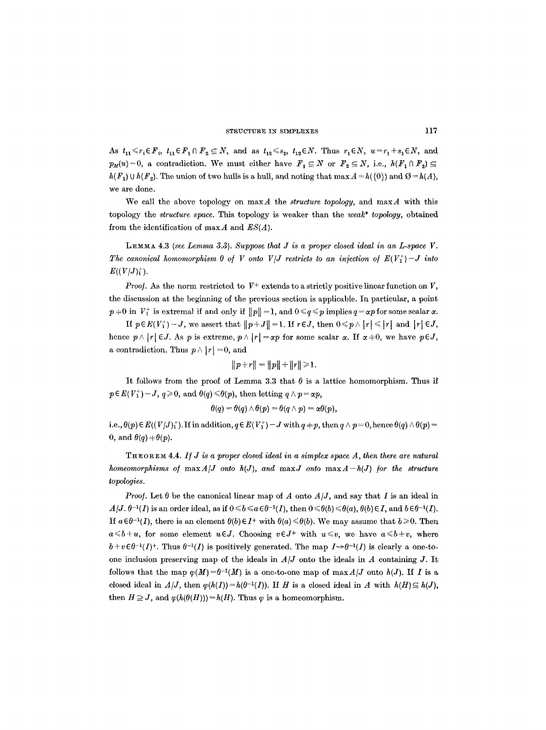As $t_{11} \leqslant r_1 \in F_1$, $t_{11} \in F_1 \cap F_2 \subseteq N$, and as $t_{12} \leqslant s_2$, $t_{12} \in N$. Thus $r_1 \in N$, $u = r_1 + s_1 \in N$, and $p_M(u) = 0$, a contradiction. We must either have $F_1 \subseteq N$ or $F_2 \subseteq N$, i.e., $h(F_1 \cap F_2) \subseteq h(F_1) \cup h(F_2)$. The union of two hulls is a hull, and noting that $\max A = h(\{0\})$ and $\emptyset = h(A)$, we are done.

We call the above topology on $\max A$ the *structure topology*, and $\max A$ with this topology the *structure space*. This topology is weaker than the *weak\* topology*, obtained from the identification of $\max A$ and $ES(A)$.

LEMMA 4.3 (*see Lemma 3.3*). *Suppose that $J$ is a proper closed ideal in an L-space $V$. The canonical homomorphism $\theta$ of $V$ onto $V/J$ restricts to an injection of $E(V_1^+) - J$ into $E((V/J)_1^+)$.*

*Proof.* As the norm restricted to $V^+$ extends to a strictly positive linear function on $V$, the discussion at the beginning of the previous section is applicable. In particular, a point $p \neq 0$ in $V_1^+$ is extremal if and only if $\|p\| = 1$, and $0 \leqslant q \leqslant p$ implies $q = \alpha p$ for some scalar $\alpha$.

If $p \in E(V_1^+) - J$, we assert that $\|p + J\| = 1$. If $r \in J$, then $0 \leqslant p \wedge |r| \leqslant |r|$ and $|r| \in J$, hence $p \wedge |r| \in J$. As $p$ is extreme, $p \wedge |r| = \alpha p$ for some scalar $\alpha$. If $\alpha \neq 0$, we have $p \in J$, a contradiction. Thus $p \wedge |r| = 0$, and

$$\|p + r\| = \|p\| + \|r\| \geqslant 1.$$

It follows from the proof of Lemma 3.3 that $\theta$ is a lattice homomorphism. Thus if $p \in E(V_1^+) - J$, $q \geqslant 0$, and $\theta(q) \leqslant \theta(p)$, then letting $q \wedge p = \alpha p$,

$$\theta(q) = \theta(q) \wedge \theta(p) = \theta(q \wedge p) = \alpha \theta(p),$$

i.e., $\theta(p) \in E((V/J)_1^+)$. If in addition, $q \in E(V_1^+) - J$ with $q \neq p$, then $q \wedge p = 0$, hence $\theta(q) \wedge \theta(p) = 0$, and $\theta(q) \neq \theta(p)$.

THEOREM 4.4. *If $J$ is a proper closed ideal in a simplex space $A$, then there are natural homeomorphisms of $\max A/J$ onto $h(J)$, and $\max J$ onto $\max A - h(J)$ for the structure topologies.*

*Proof.* Let $\theta$ be the canonical linear map of $A$ onto $A/J$, and say that $I$ is an ideal in $A/J$. $\theta^{-1}(I)$ is an order ideal, as if $0 \leqslant b \leqslant a \in \theta^{-1}(I)$, then $0 \leqslant \theta(b) \leqslant \theta(a)$, $\theta(b) \in I$, and $b \in \theta^{-1}(I)$. If $a \in \theta^{-1}(I)$, there is an element $\theta(b) \in I^+$ with $\theta(a) \leqslant \theta(b)$. We may assume that $b \geqslant 0$. Then $a \leqslant b + u$, for some element $u \in J$. Choosing $v \in J^+$ with $u \leqslant v$, we have $a \leqslant b + v$, where $b + v \in \theta^{-1}(I)^+$. Thus $\theta^{-1}(I)$ is positively generated. The map $I \to \theta^{-1}(I)$ is clearly a one-to-one inclusion preserving map of the ideals in $A/J$ onto the ideals in $A$ containing $J$. It follows that the map $\varphi(M) = \theta^{-1}(M)$ is a one-to-one map of $\max A/J$ onto $h(J)$. If $I$ is a closed ideal in $A/J$, then $\varphi(h(I)) = h(\theta^{-1}(I))$. If $H$ is a closed ideal in $A$ with $h(H) \subseteq h(J)$, then $H \supseteq J$, and $\varphi(h(\theta(H))) = h(H)$. Thus $\varphi$ is a homeomorphism.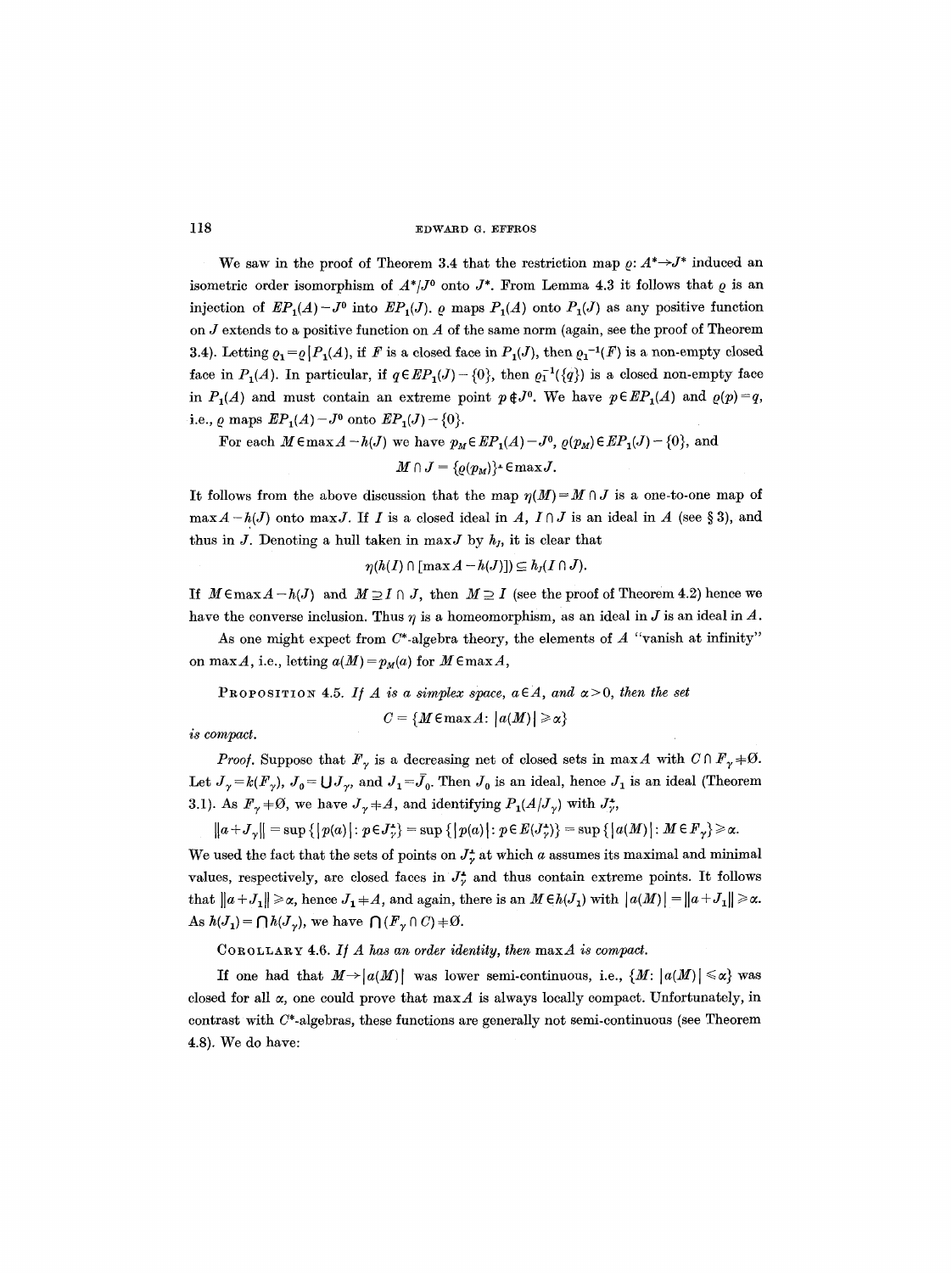We saw in the proof of Theorem 3.4 that the restriction map $\varrho: A^* \to J^*$ induced an isometric order isomorphism of $A^*/J^0$ onto $J^*$. From Lemma 4.3 it follows that $\varrho$ is an injection of $EP_1(A) - J^0$ into $EP_1(J)$. $\varrho$ maps $P_1(A)$ onto $P_1(J)$ as any positive function on $J$ extends to a positive function on $A$ of the same norm (again, see the proof of Theorem 3.4). Letting $\varrho_1 = \varrho | P_1(A)$, if $F$ is a closed face in $P_1(J)$, then $\varrho_1^{-1}(F)$ is a non-empty closed face in $P_1(A)$. In particular, if $q \in EP_1(J) - \{0\}$, then $\varrho_1^{-1}(\{q\})$ is a closed non-empty face in $P_1(A)$ and must contain an extreme point $p \notin J^0$. We have $p \in EP_1(A)$ and $\varrho(p) = q$, i.e., $\varrho$ maps $EP_1(A) - J^0$ onto $EP_1(J) - \{0\}$.

For each $M \in \max A - h(J)$ we have $p_M \in EP_1(A) - J^0$, $\varrho(p_M) \in EP_1(J) - \{0\}$, and

$$M \cap J = \{\varrho(p_M)\}^{\perp} \in \max J.$$

It follows from the above discussion that the map $\eta(M) = M \cap J$ is a one-to-one map of $\max A - h(J)$ onto $\max J$. If $I$ is a closed ideal in $A$, $I \cap J$ is an ideal in $A$ (see § 3), and thus in $J$. Denoting a hull taken in $\max J$ by $h_J$, it is clear that

$$\eta(h(I) \cap [\max A - h(J)]) \subseteq h_J(I \cap J).$$

If $M \in \max A - h(J)$ and $M \supseteq I \cap J$, then $M \supseteq I$ (see the proof of Theorem 4.2) hence we have the converse inclusion. Thus $\eta$ is a homeomorphism, as an ideal in $J$ is an ideal in $A$.

As one might expect from $C^*$-algebra theory, the elements of $A$ "vanish at infinity" on $\max A$, i.e., letting $a(M) = p_M(a)$ for $M \in \max A$,

**Proposition 4.5.** *If $A$ is a simplex space, $a \in A$, and $\alpha > 0$, then the set*

$$C = \{M \in \max A: |a(M)| \geqslant \alpha\}$$

*is compact.*

*Proof.* Suppose that $F_\gamma$ is a decreasing net of closed sets in $\max A$ with $C \cap F_\gamma \neq \emptyset$. Let $J_\gamma = k(F_\gamma)$, $J_0 = \bigcup J_\gamma$, and $J_1 = \bar{J}_0$. Then $J_0$ is an ideal, hence $J_1$ is an ideal (Theorem 3.1). As $F_\gamma \neq \emptyset$, we have $J_\gamma \neq A$, and identifying $P_1(A/J_\gamma)$ with $J_\gamma^\perp$,

$$\|a + J_\gamma\| = \sup \{|p(a)|: p \in J_\gamma^\perp\} = \sup \{|p(a)|: p \in E(J_\gamma^\perp)\} = \sup \{|a(M)|: M \in F_\gamma\} \geqslant \alpha.$$

We used the fact that the sets of points on $J_\gamma^\perp$ at which $a$ assumes its maximal and minimal values, respectively, are closed faces in $J_\gamma^\perp$ and thus contain extreme points. It follows that $\|a + J_1\| \geqslant \alpha$, hence $J_1 \neq A$, and again, there is an $M \in h(J_1)$ with $|a(M)| = \|a + J_1\| \geqslant \alpha$. As $h(J_1) = \bigcap h(J_\gamma)$, we have $\bigcap (F_\gamma \cap C) \neq \emptyset$.

**Corollary 4.6.** *If $A$ has an order identity, then $\max A$ is compact.*

If one had that $M \to |a(M)|$ was lower semi-continuous, i.e., $\{M: |a(M)| \leqslant \alpha\}$ was closed for all $\alpha$, one could prove that $\max A$ is always locally compact. Unfortunately, in contrast with $C^*$-algebras, these functions are generally not semi-continuous (see Theorem 4.8). We do have: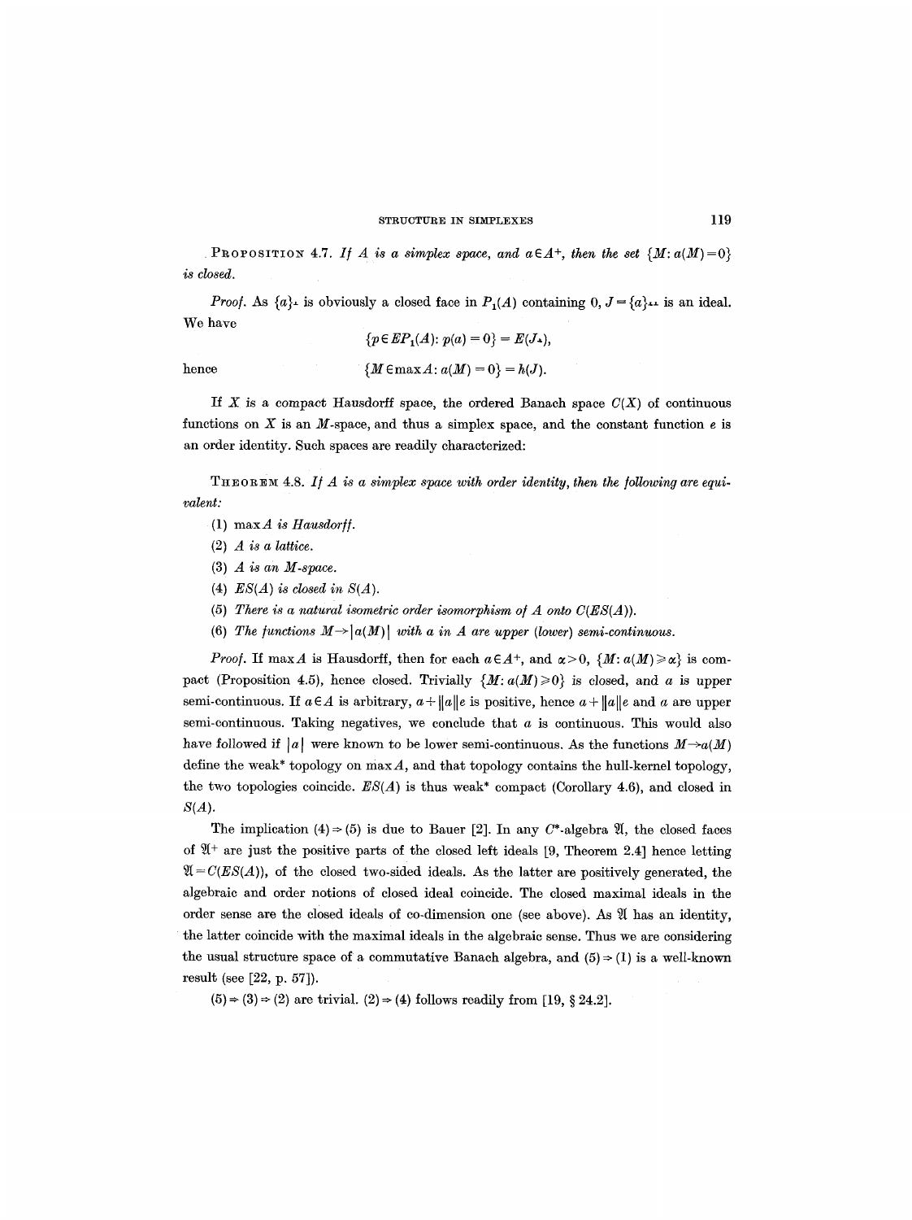**Proposition 4.7.** *If $A$ is a simplex space, and $a \in A^+$, then the set $\{M: a(M)=0\}$ is closed.*

*Proof.* As $\{a\}_\perp$ is obviously a closed face in $P_1(A)$ containing $0$, $J=\{a\}_{\perp\perp}$ is an ideal. We have

$$\{p \in EP_1(A): p(a)=0\} = E(J_\perp),$$

hence

$$\{M \in \max A: a(M)=0\} = h(J).$$

If $X$ is a compact Hausdorff space, the ordered Banach space $C(X)$ of continuous functions on $X$ is an $M$-space, and thus a simplex space, and the constant function $e$ is an order identity. Such spaces are readily characterized:

**Theorem 4.8.** *If $A$ is a simplex space with order identity, then the following are equivalent:*

(1) *$\max A$ is Hausdorff.*

(2) *$A$ is a lattice.*

(3) *$A$ is an $M$-space.*

(4) *$ES(A)$ is closed in $S(A)$.*

(5) *There is a natural isometric order isomorphism of $A$ onto $C(ES(A))$.*

(6) *The functions $M \to |a(M)|$ with $a$ in $A$ are upper (lower) semi-continuous.*

*Proof.* If $\max A$ is Hausdorff, then for each $a \in A^+$, and $\alpha > 0$, $\{M: a(M) \geqslant \alpha\}$ is compact (Proposition 4.5), hence closed. Trivially $\{M: a(M) \geqslant 0\}$ is closed, and $a$ is upper semi-continuous. If $a \in A$ is arbitrary, $a + \|a\|e$ is positive, hence $a + \|a\|e$ and $a$ are upper semi-continuous. Taking negatives, we conclude that $a$ is continuous. This would also have followed if $|a|$ were known to be lower semi-continuous. As the functions $M \to a(M)$ define the weak* topology on $\max A$, and that topology contains the hull-kernel topology, the two topologies coincide. $ES(A)$ is thus weak* compact (Corollary 4.6), and closed in $S(A)$.

The implication $(4) \Rightarrow (5)$ is due to Bauer [2]. In any $C^*$-algebra $\mathfrak{A}$, the closed faces of $\mathfrak{A}^+$ are just the positive parts of the closed left ideals [9, Theorem 2.4] hence letting $\mathfrak{A} = C(ES(A))$, of the closed two-sided ideals. As the latter are positively generated, the algebraic and order notions of closed ideal coincide. The closed maximal ideals in the order sense are the closed ideals of co-dimension one (see above). As $\mathfrak{A}$ has an identity, the latter coincide with the maximal ideals in the algebraic sense. Thus we are considering the usual structure space of a commutative Banach algebra, and $(5) \Rightarrow (1)$ is a well-known result (see [22, p. 57]).

$(5) \Rightarrow (3) \Rightarrow (2)$ are trivial. $(2) \Rightarrow (4)$ follows readily from [19, § 24.2].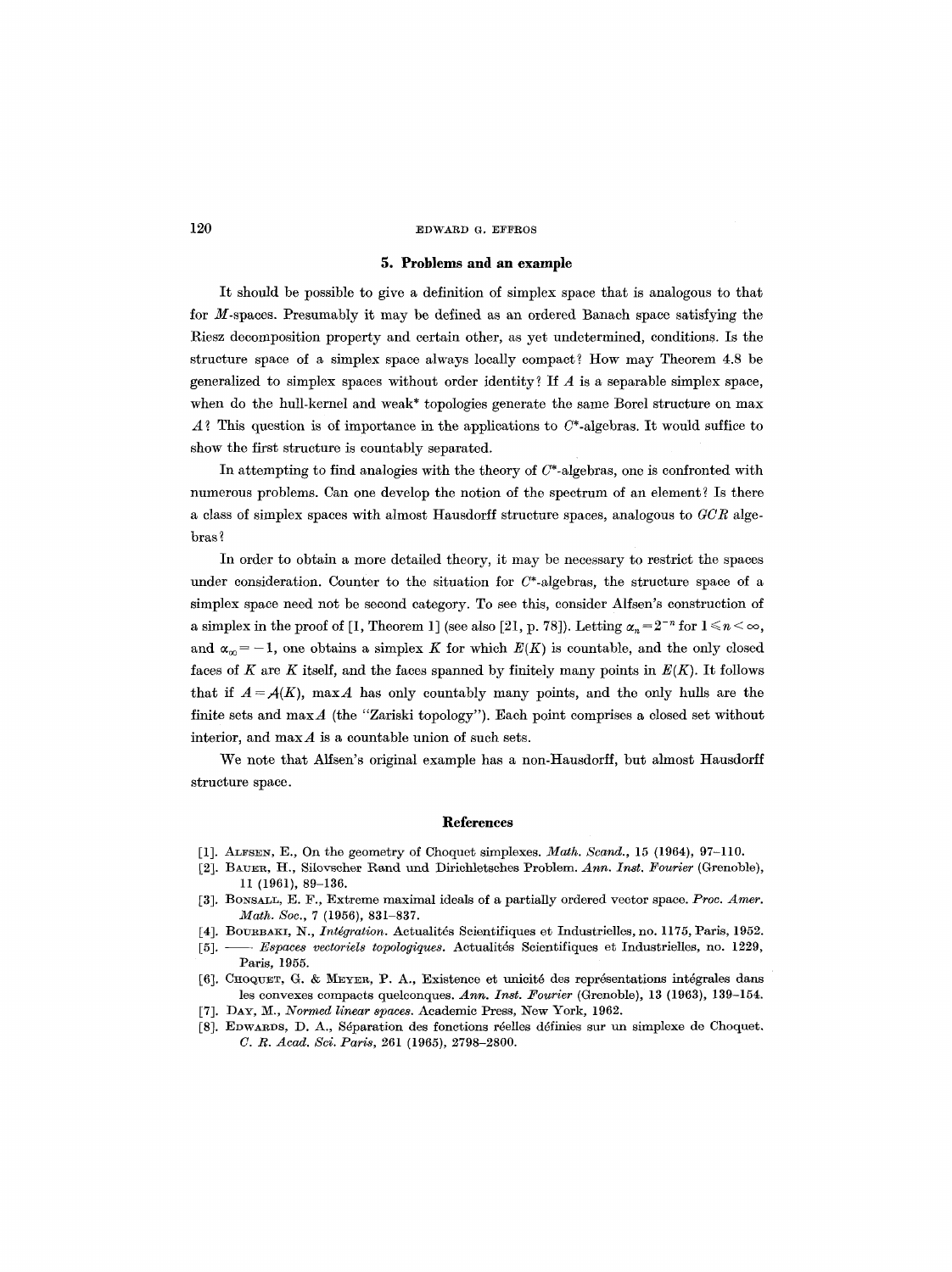## 5. Problems and an example

It should be possible to give a definition of simplex space that is analogous to that for $M$-spaces. Presumably it may be defined as an ordered Banach space satisfying the Riesz decomposition property and certain other, as yet undetermined, conditions. Is the structure space of a simplex space always locally compact? How may Theorem 4.8 be generalized to simplex spaces without order identity? If $A$ is a separable simplex space, when do the hull-kernel and weak* topologies generate the same Borel structure on max $A$? This question is of importance in the applications to $C^*$-algebras. It would suffice to show the first structure is countably separated.

In attempting to find analogies with the theory of $C^*$-algebras, one is confronted with numerous problems. Can one develop the notion of the spectrum of an element? Is there a class of simplex spaces with almost Hausdorff structure spaces, analogous to $GCR$ algebras?

In order to obtain a more detailed theory, it may be necessary to restrict the spaces under consideration. Counter to the situation for $C^*$-algebras, the structure space of a simplex space need not be second category. To see this, consider Alfsen's construction of a simplex in the proof of [1, Theorem 1] (see also [21, p. 78]). Letting $\alpha_n = 2^{-n}$ for $1 \leqslant n < \infty$, and $\alpha_\infty = -1$, one obtains a simplex $K$ for which $E(K)$ is countable, and the only closed faces of $K$ are $K$ itself, and the faces spanned by finitely many points in $E(K)$. It follows that if $A = \mathcal{A}(K)$, $\max A$ has only countably many points, and the only hulls are the finite sets and $\max A$ (the "Zariski topology"). Each point comprises a closed set without interior, and $\max A$ is a countable union of such sets.

We note that Alfsen's original example has a non-Hausdorff, but almost Hausdorff structure space.

## References

[1]. Alfsen, E., On the geometry of Choquet simplexes. *Math. Scand.*, 15 (1964), 97–110.

[2]. Bauer, H., Silovscher Rand und Dirichletsches Problem. *Ann. Inst. Fourier* (Grenoble), 11 (1961), 89–136.

[3]. Bonsall, E. F., Extreme maximal ideals of a partially ordered vector space. *Proc. Amer. Math. Soc.*, 7 (1956), 831–837.

[4]. Bourbaki, N., *Intégration*. Actualités Scientifiques et Industrielles, no. 1175, Paris, 1952.

[5]. —— *Espaces vectoriels topologiques*. Actualités Scientifiques et Industrielles, no. 1229, Paris, 1955.

[6]. Choquet, G. & Meyer, P. A., Existence et unicité des représentations intégrales dans les convexes compacts quelconques. *Ann. Inst. Fourier* (Grenoble), 13 (1963), 139–154.

[7]. Day, M., *Normed linear spaces*. Academic Press, New York, 1962.

[8]. Edwards, D. A., Séparation des fonctions réelles définies sur un simplexe de Choquet. *C. R. Acad. Sci. Paris*, 261 (1965), 2798–2800.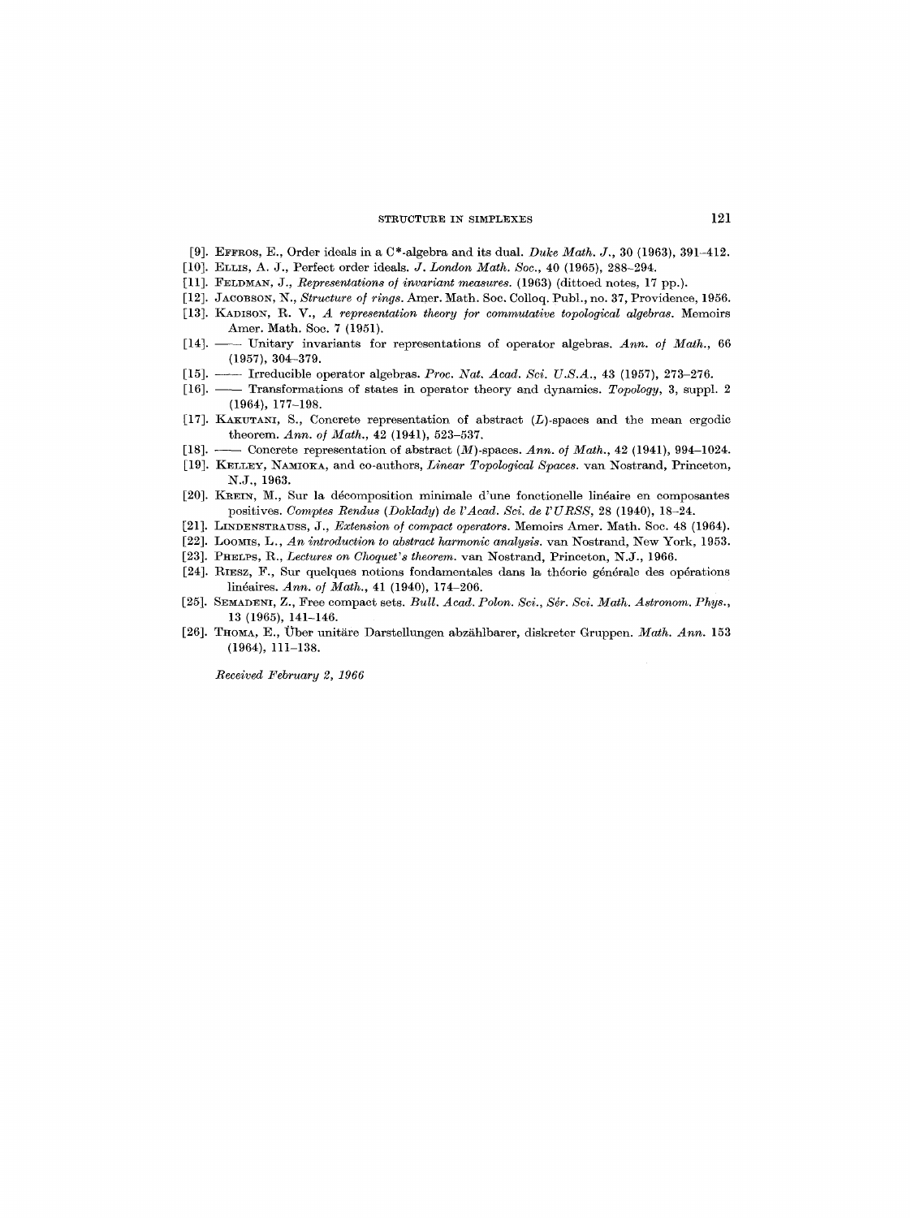[9]. Effros, E., Order ideals in a C*-algebra and its dual. *Duke Math. J.*, 30 (1963), 391–412.

[10]. Ellis, A. J., Perfect order ideals. *J. London Math. Soc.*, 40 (1965), 288–294.

[11]. Feldman, J., *Representations of invariant measures.* (1963) (dittoed notes, 17 pp.).

[12]. Jacobson, N., *Structure of rings.* Amer. Math. Soc. Colloq. Publ., no. 37, Providence, 1956.

[13]. Kadison, R. V., *A representation theory for commutative topological algebras.* Memoirs Amer. Math. Soc. 7 (1951).

[14]. —— Unitary invariants for representations of operator algebras. *Ann. of Math.*, 66 (1957), 304–379.

[15]. —— Irreducible operator algebras. *Proc. Nat. Acad. Sci. U.S.A.*, 43 (1957), 273–276.

[16]. —— Transformations of states in operator theory and dynamics. *Topology*, 3, suppl. 2 (1964), 177–198.

[17]. Kakutani, S., Concrete representation of abstract (*L*)-spaces and the mean ergodic theorem. *Ann. of Math.*, 42 (1941), 523–537.

[18]. —— Concrete representation of abstract (*M*)-spaces. *Ann. of Math.*, 42 (1941), 994–1024.

[19]. Kelley, Namioka, and co-authors, *Linear Topological Spaces.* van Nostrand, Princeton, N.J., 1963.

[20]. Krein, M., Sur la décomposition minimale d'une fonctionelle linéaire en composantes positives. *Comptes Rendus (Doklady) de l'Acad. Sci. de l'URSS*, 28 (1940), 18–24.

[21]. Lindenstrauss, J., *Extension of compact operators.* Memoirs Amer. Math. Soc. 48 (1964).

[22]. Loomis, L., *An introduction to abstract harmonic analysis.* van Nostrand, New York, 1953.

[23]. Phelps, R., *Lectures on Choquet's theorem.* van Nostrand, Princeton, N.J., 1966.

[24]. Riesz, F., Sur quelques notions fondamentales dans la théorie générale des opérations linéaires. *Ann. of Math.*, 41 (1940), 174–206.

[25]. Semadeni, Z., Free compact sets. *Bull. Acad. Polon. Sci., Sér. Sci. Math. Astronom. Phys.*, 13 (1965), 141–146.

[26]. Thoma, E., Über unitäre Darstellungen abzählbarer, diskreter Gruppen. *Math. Ann.* 153 (1964), 111–138.

*Received February 2, 1966*